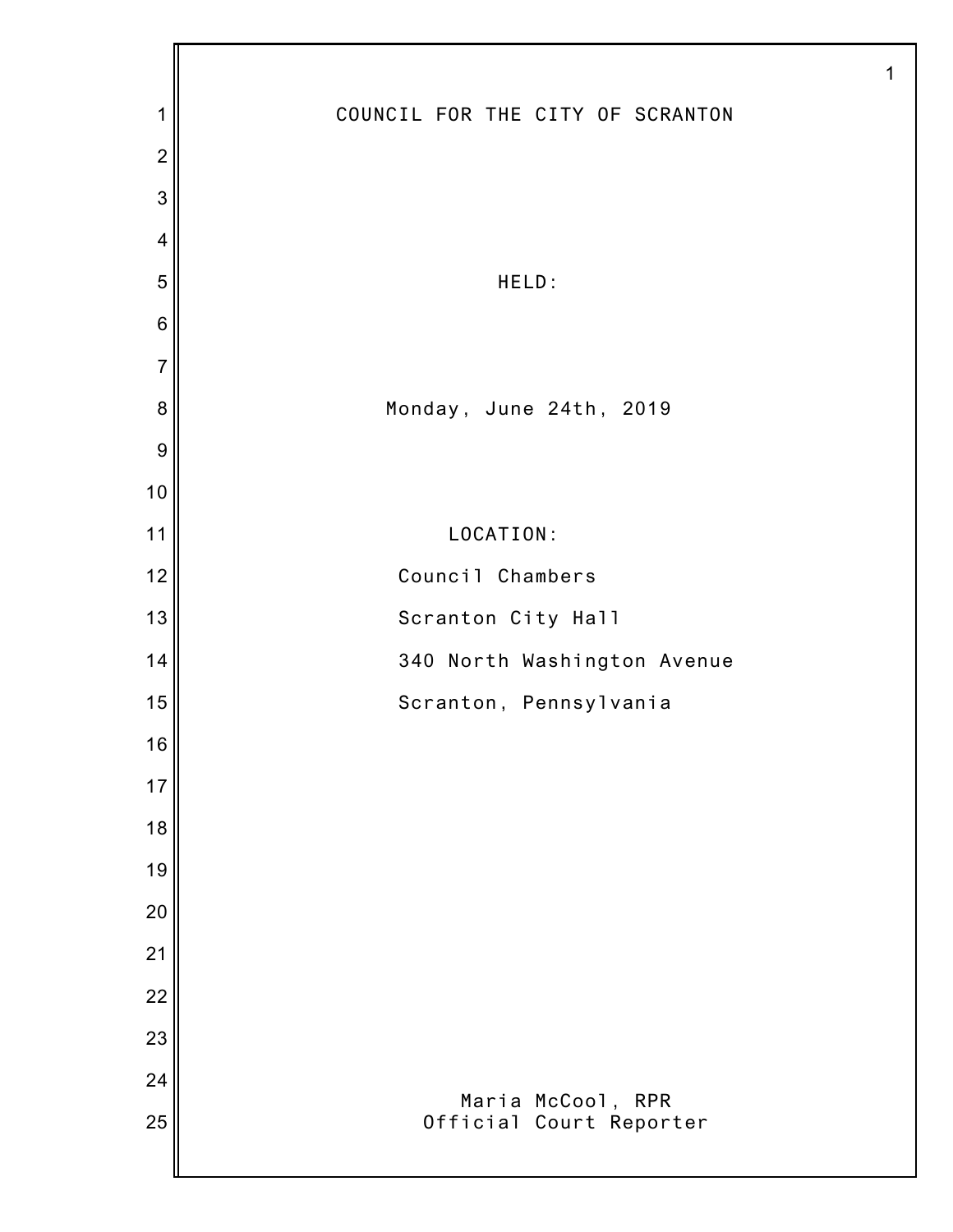# COUNCIL FOR THE CITY OF SCRANTON

HELD:

Monday, June 24th, 2019

LOCATION:

Council Chambers

Scranton City Hall

340 North Washington Avenue

Scranton, Pennsylvania

Maria McCool, RPR
Official Court Reporter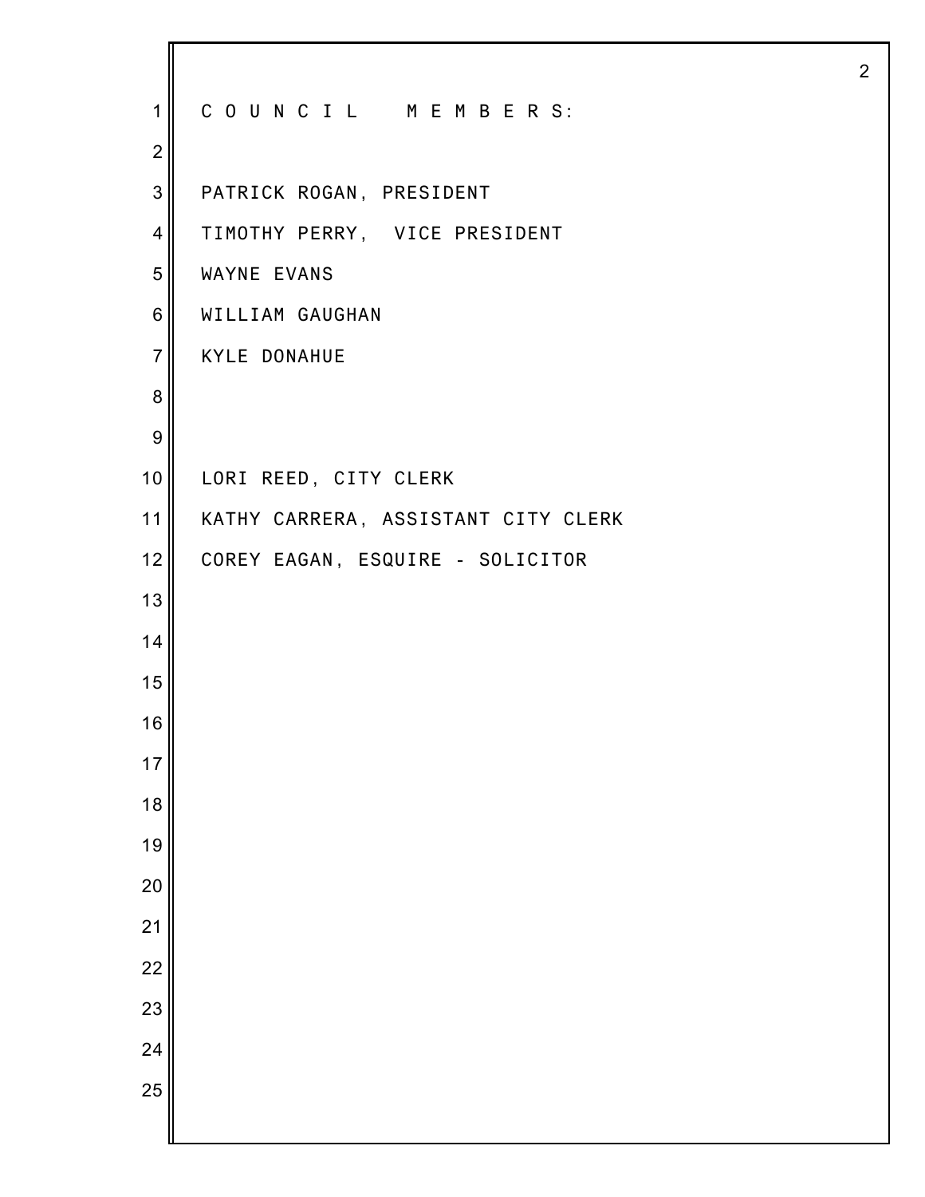COUNCIL MEMBERS:

PATRICK ROGAN, PRESIDENT

TIMOTHY PERRY, VICE PRESIDENT

WAYNE EVANS

WILLIAM GAUGHAN

KYLE DONAHUE

LORI REED, CITY CLERK

KATHY CARRERA, ASSISTANT CITY CLERK

COREY EAGAN, ESQUIRE - SOLICITOR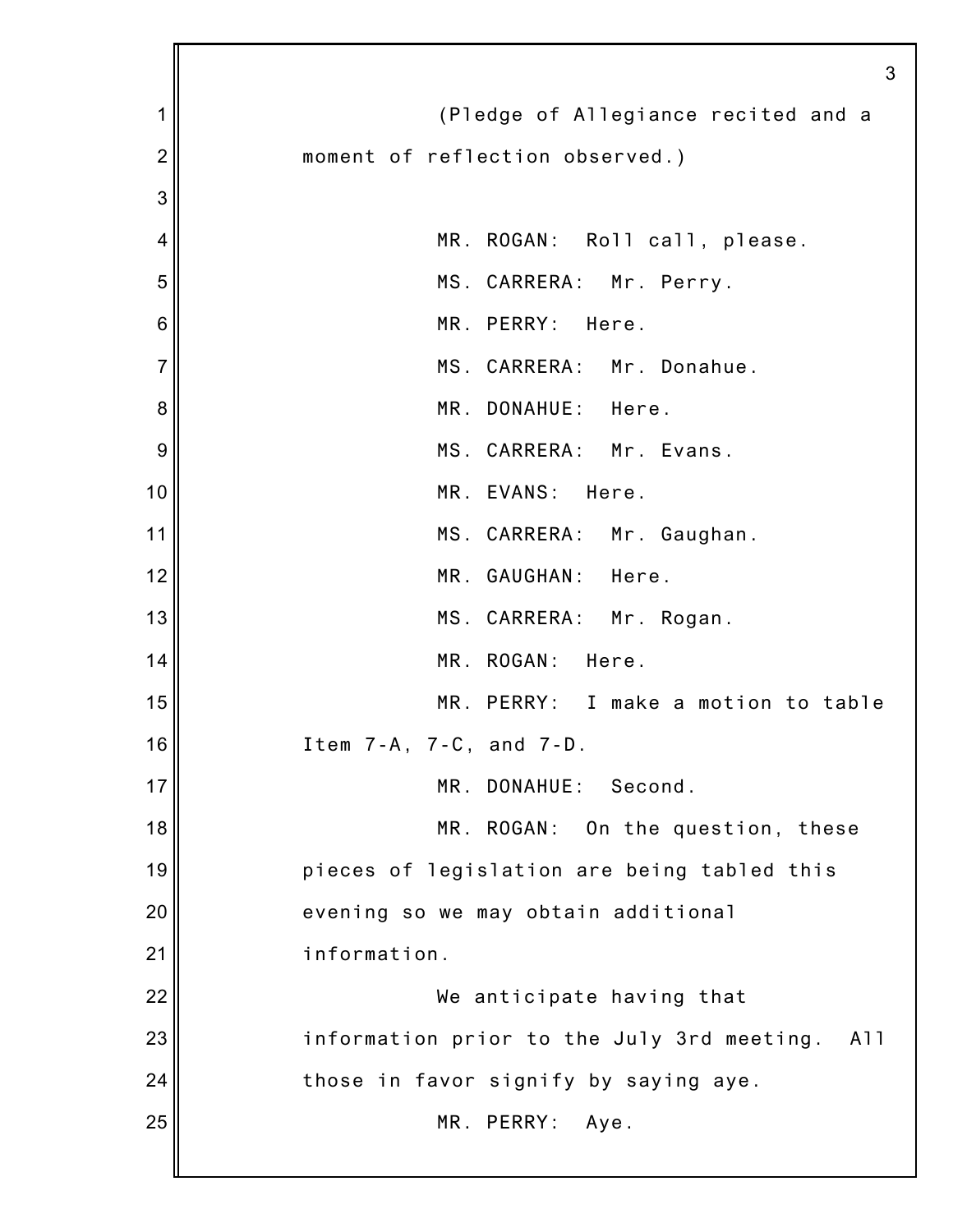(Pledge of Allegiance recited and a moment of reflection observed.)

MR. ROGAN: Roll call, please.

MS. CARRERA: Mr. Perry.

MR. PERRY: Here.

MS. CARRERA: Mr. Donahue.

MR. DONAHUE: Here.

MS. CARRERA: Mr. Evans.

MR. EVANS: Here.

MS. CARRERA: Mr. Gaughan.

MR. GAUGHAN: Here.

MS. CARRERA: Mr. Rogan.

MR. ROGAN: Here.

MR. PERRY: I make a motion to table Item 7-A, 7-C, and 7-D.

MR. DONAHUE: Second.

MR. ROGAN: On the question, these pieces of legislation are being tabled this evening so we may obtain additional information.

We anticipate having that information prior to the July 3rd meeting. All those in favor signify by saying aye.

MR. PERRY: Aye.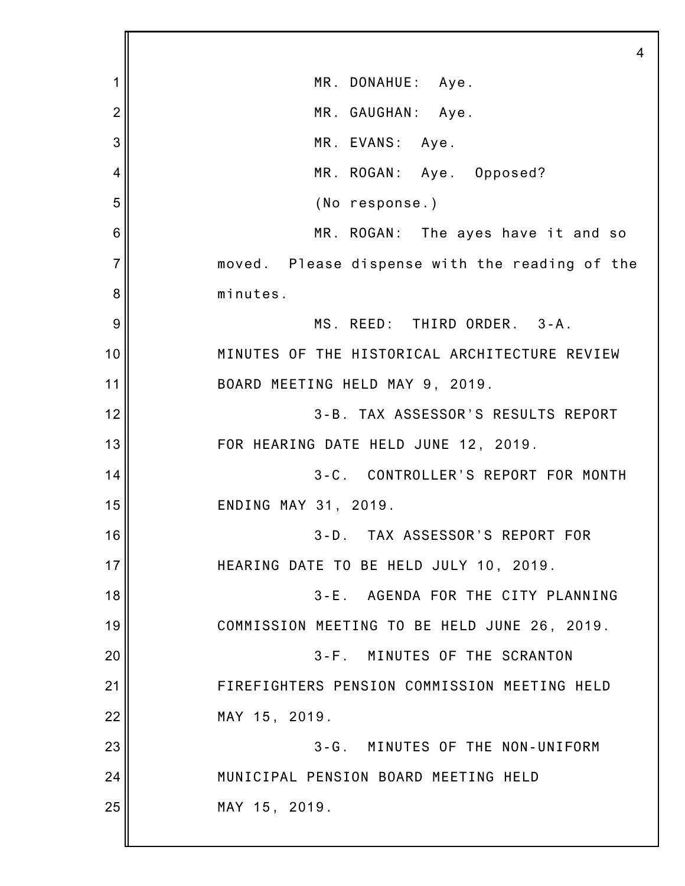MR. DONAHUE: Aye.

MR. GAUGHAN: Aye.

MR. EVANS: Aye.

MR. ROGAN: Aye. Opposed?

(No response.)

MR. ROGAN: The ayes have it and so moved. Please dispense with the reading of the minutes.

MS. REED: THIRD ORDER. 3-A. MINUTES OF THE HISTORICAL ARCHITECTURE REVIEW BOARD MEETING HELD MAY 9, 2019.

3-B. TAX ASSESSOR'S RESULTS REPORT FOR HEARING DATE HELD JUNE 12, 2019.

3-C. CONTROLLER'S REPORT FOR MONTH ENDING MAY 31, 2019.

3-D. TAX ASSESSOR'S REPORT FOR HEARING DATE TO BE HELD JULY 10, 2019.

3-E. AGENDA FOR THE CITY PLANNING COMMISSION MEETING TO BE HELD JUNE 26, 2019.

3-F. MINUTES OF THE SCRANTON FIREFIGHTERS PENSION COMMISSION MEETING HELD MAY 15, 2019.

3-G. MINUTES OF THE NON-UNIFORM MUNICIPAL PENSION BOARD MEETING HELD MAY 15, 2019.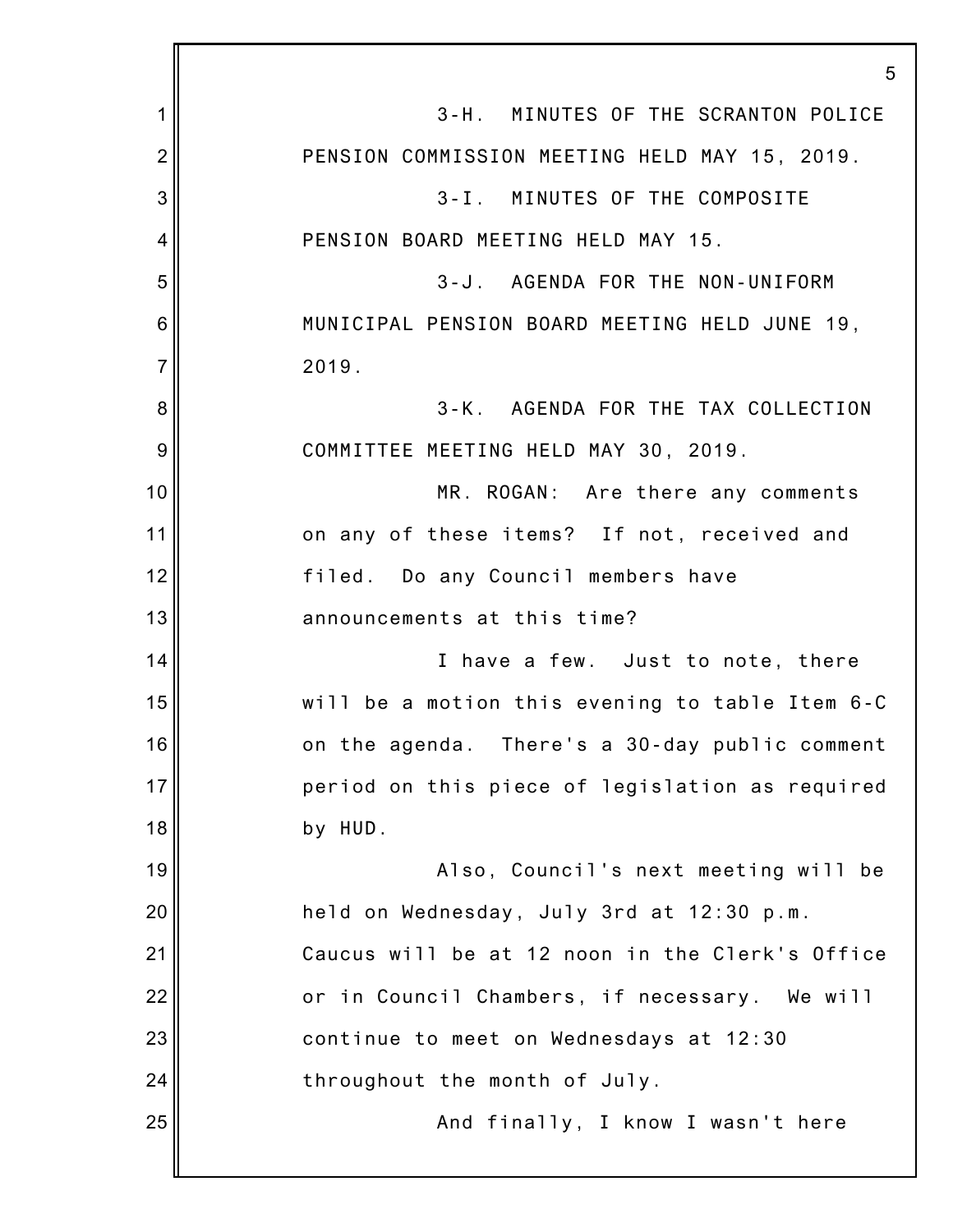3-H. MINUTES OF THE SCRANTON POLICE PENSION COMMISSION MEETING HELD MAY 15, 2019.

3-I. MINUTES OF THE COMPOSITE PENSION BOARD MEETING HELD MAY 15.

3-J. AGENDA FOR THE NON-UNIFORM MUNICIPAL PENSION BOARD MEETING HELD JUNE 19, 2019.

3-K. AGENDA FOR THE TAX COLLECTION COMMITTEE MEETING HELD MAY 30, 2019.

MR. ROGAN: Are there any comments on any of these items? If not, received and filed. Do any Council members have announcements at this time?

I have a few. Just to note, there will be a motion this evening to table Item 6-C on the agenda. There's a 30-day public comment period on this piece of legislation as required by HUD.

Also, Council's next meeting will be held on Wednesday, July 3rd at 12:30 p.m. Caucus will be at 12 noon in the Clerk's Office or in Council Chambers, if necessary. We will continue to meet on Wednesdays at 12:30 throughout the month of July.

And finally, I know I wasn't here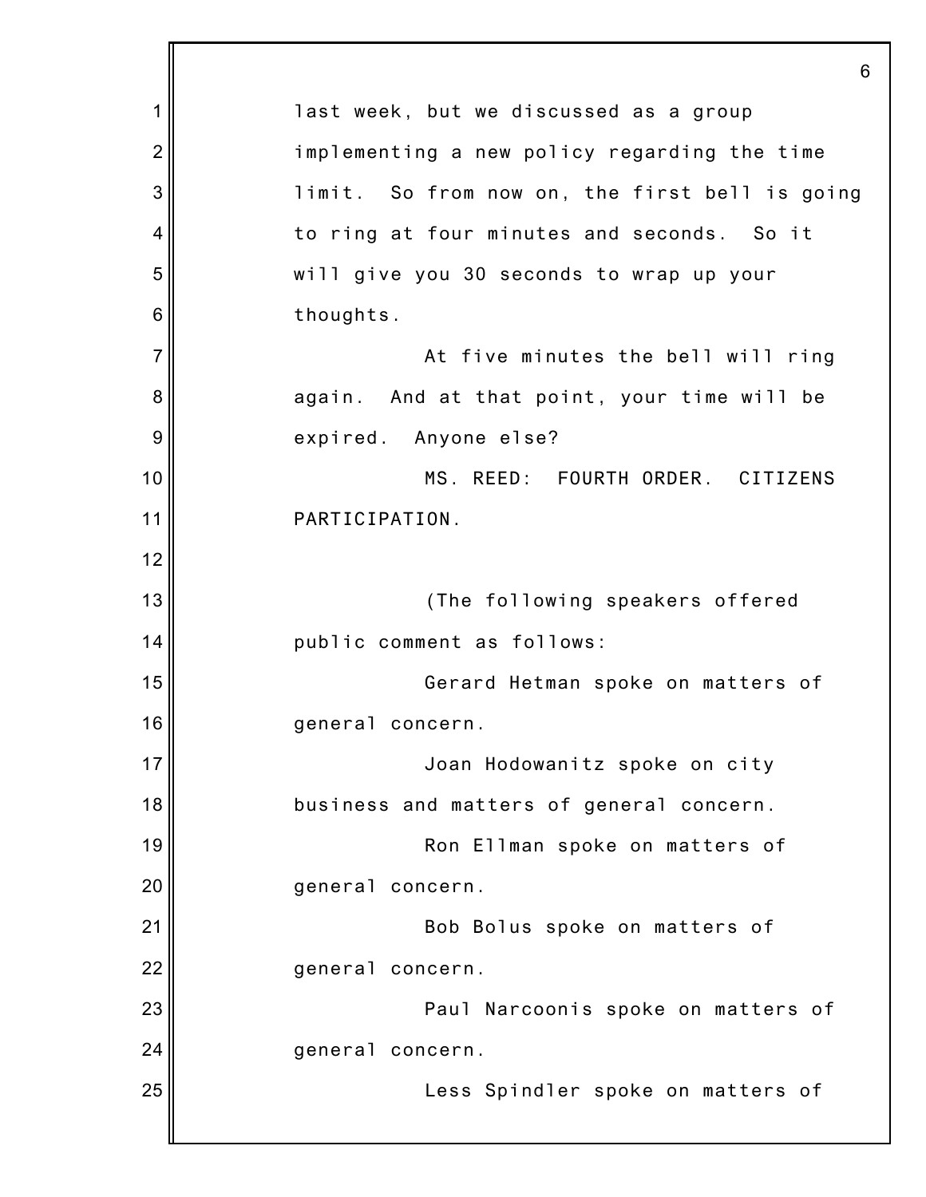last week, but we discussed as a group implementing a new policy regarding the time limit. So from now on, the first bell is going to ring at four minutes and seconds. So it will give you 30 seconds to wrap up your thoughts.

At five minutes the bell will ring again. And at that point, your time will be expired. Anyone else?

MS. REED: FOURTH ORDER. CITIZENS PARTICIPATION.

(The following speakers offered public comment as follows:

Gerard Hetman spoke on matters of general concern.

Joan Hodowanitz spoke on city business and matters of general concern.

Ron Ellman spoke on matters of general concern.

Bob Bolus spoke on matters of general concern.

Paul Narcoonis spoke on matters of general concern.

Less Spindler spoke on matters of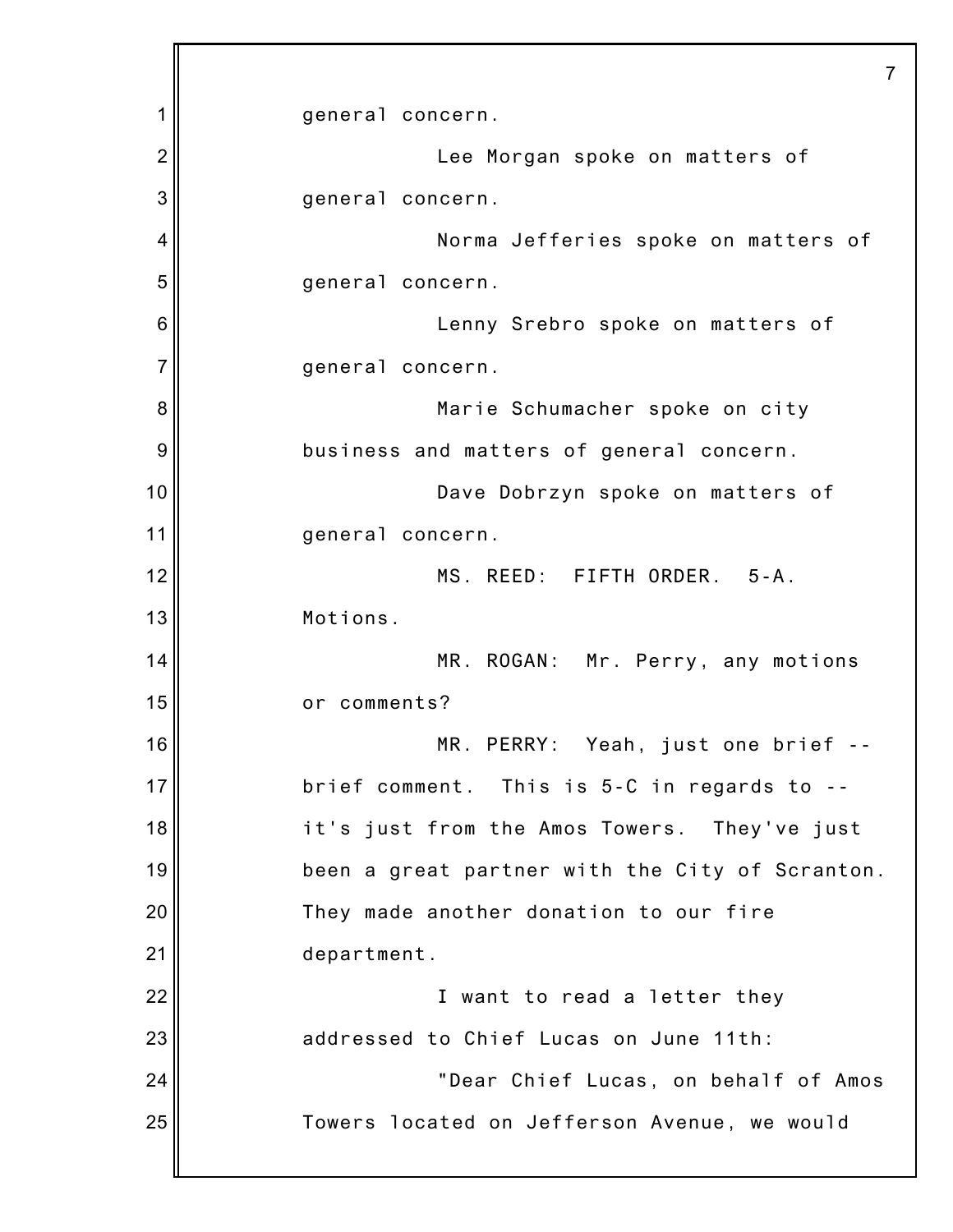general concern.

Lee Morgan spoke on matters of general concern.

Norma Jefferies spoke on matters of general concern.

Lenny Srebro spoke on matters of general concern.

Marie Schumacher spoke on city business and matters of general concern.

Dave Dobrzyn spoke on matters of general concern.

MS. REED: FIFTH ORDER. 5-A. Motions.

MR. ROGAN: Mr. Perry, any motions or comments?

MR. PERRY: Yeah, just one brief -- brief comment. This is 5-C in regards to -- it's just from the Amos Towers. They've just been a great partner with the City of Scranton. They made another donation to our fire department.

I want to read a letter they addressed to Chief Lucas on June 11th:

"Dear Chief Lucas, on behalf of Amos Towers located on Jefferson Avenue, we would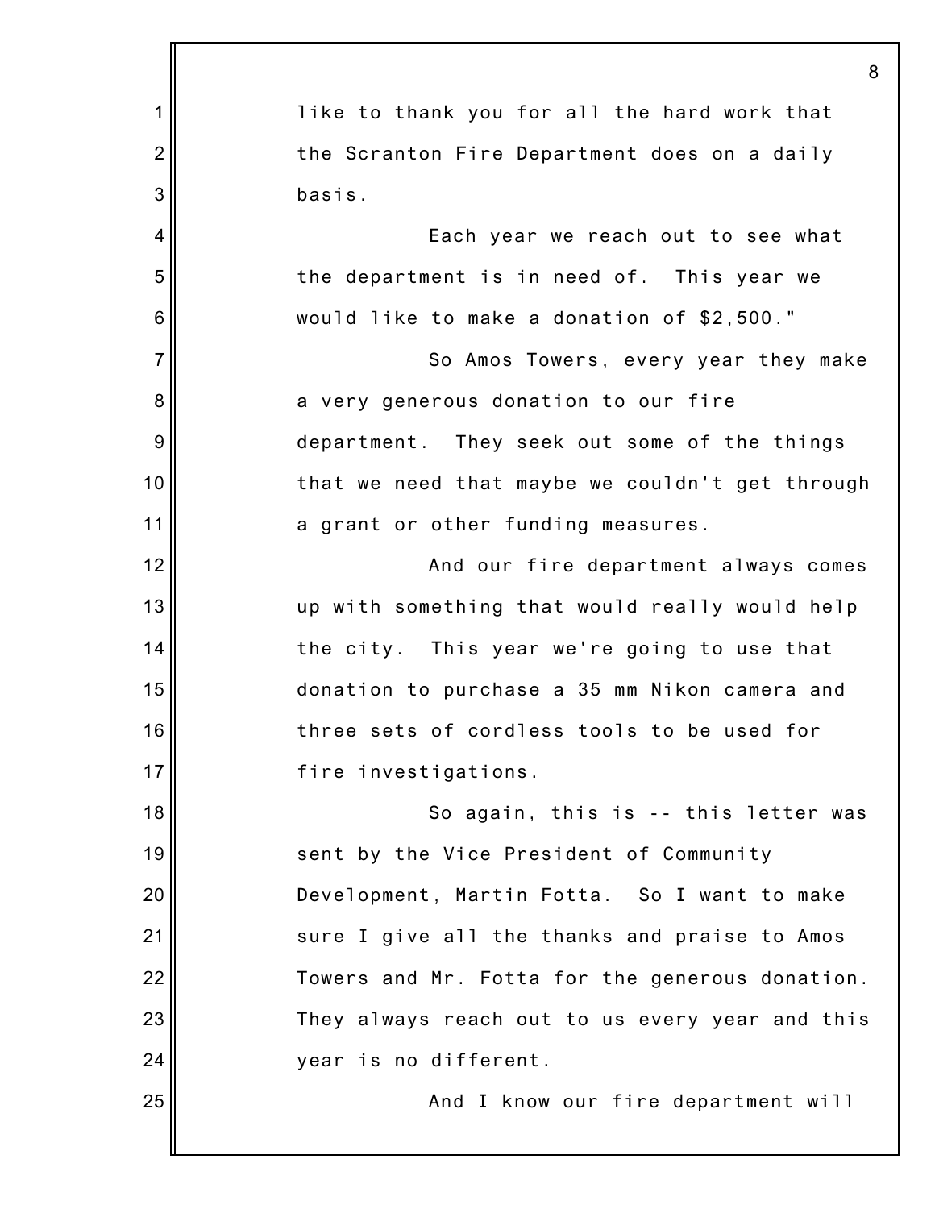like to thank you for all the hard work that the Scranton Fire Department does on a daily basis.

Each year we reach out to see what the department is in need of. This year we would like to make a donation of $2,500."

So Amos Towers, every year they make a very generous donation to our fire department. They seek out some of the things that we need that maybe we couldn't get through a grant or other funding measures.

And our fire department always comes up with something that would really would help the city. This year we're going to use that donation to purchase a 35 mm Nikon camera and three sets of cordless tools to be used for fire investigations.

So again, this is -- this letter was sent by the Vice President of Community Development, Martin Fotta. So I want to make sure I give all the thanks and praise to Amos Towers and Mr. Fotta for the generous donation. They always reach out to us every year and this year is no different.

And I know our fire department will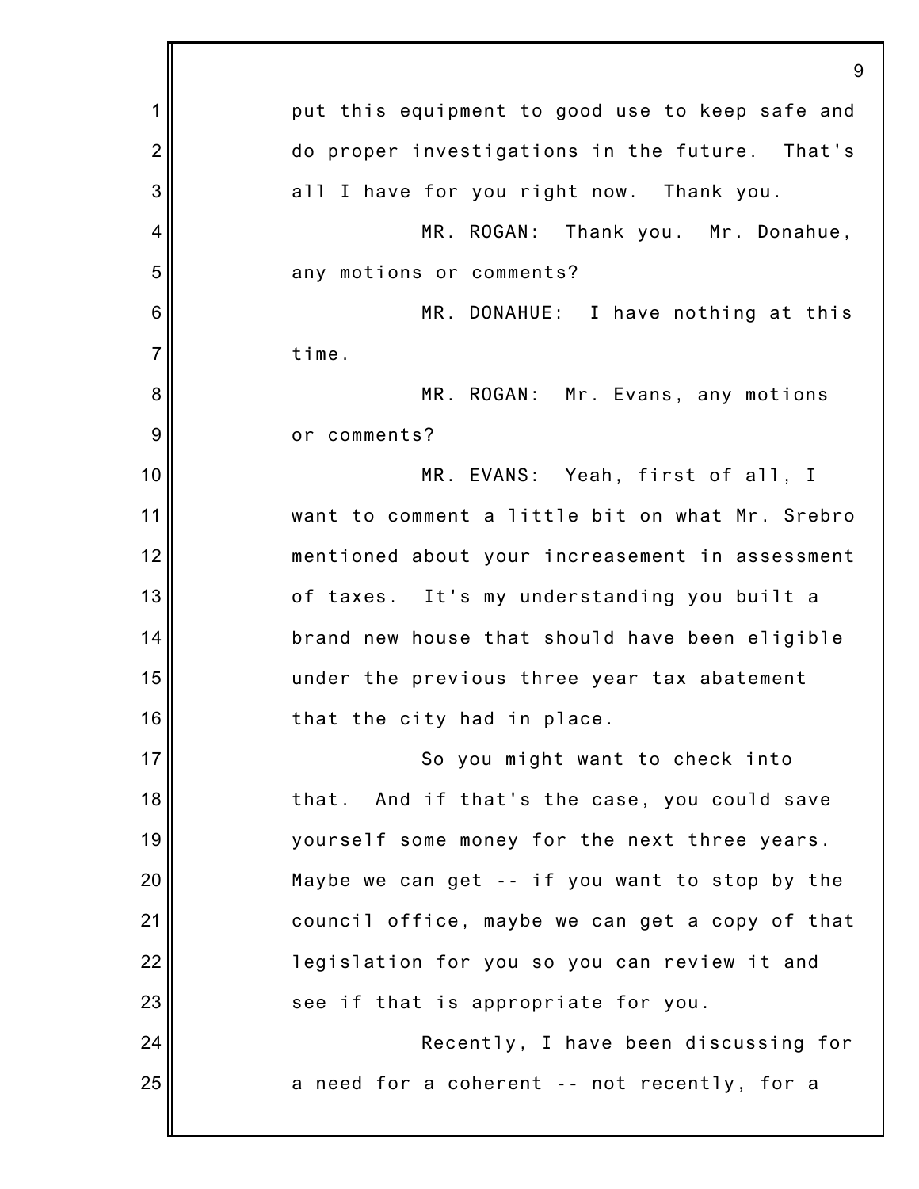put this equipment to good use to keep safe and do proper investigations in the future. That's all I have for you right now. Thank you.

MR. ROGAN: Thank you. Mr. Donahue, any motions or comments?

MR. DONAHUE: I have nothing at this time.

MR. ROGAN: Mr. Evans, any motions or comments?

MR. EVANS: Yeah, first of all, I want to comment a little bit on what Mr. Srebro mentioned about your increasement in assessment of taxes. It's my understanding you built a brand new house that should have been eligible under the previous three year tax abatement that the city had in place.

So you might want to check into that. And if that's the case, you could save yourself some money for the next three years. Maybe we can get -- if you want to stop by the council office, maybe we can get a copy of that legislation for you so you can review it and see if that is appropriate for you.

Recently, I have been discussing for a need for a coherent -- not recently, for a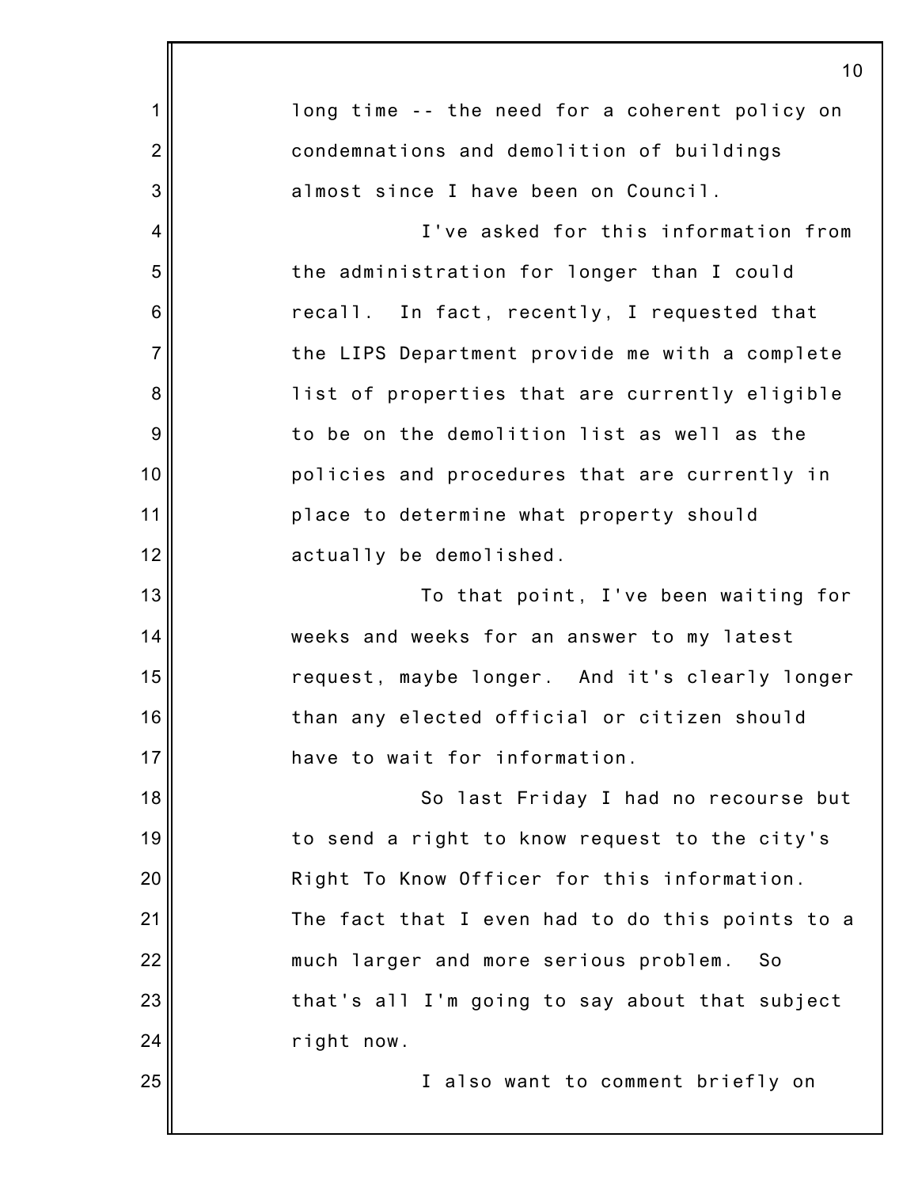long time -- the need for a coherent policy on condemnations and demolition of buildings almost since I have been on Council.

I've asked for this information from the administration for longer than I could recall. In fact, recently, I requested that the LIPS Department provide me with a complete list of properties that are currently eligible to be on the demolition list as well as the policies and procedures that are currently in place to determine what property should actually be demolished.

To that point, I've been waiting for weeks and weeks for an answer to my latest request, maybe longer. And it's clearly longer than any elected official or citizen should have to wait for information.

So last Friday I had no recourse but to send a right to know request to the city's Right To Know Officer for this information. The fact that I even had to do this points to a much larger and more serious problem. So that's all I'm going to say about that subject right now.

I also want to comment briefly on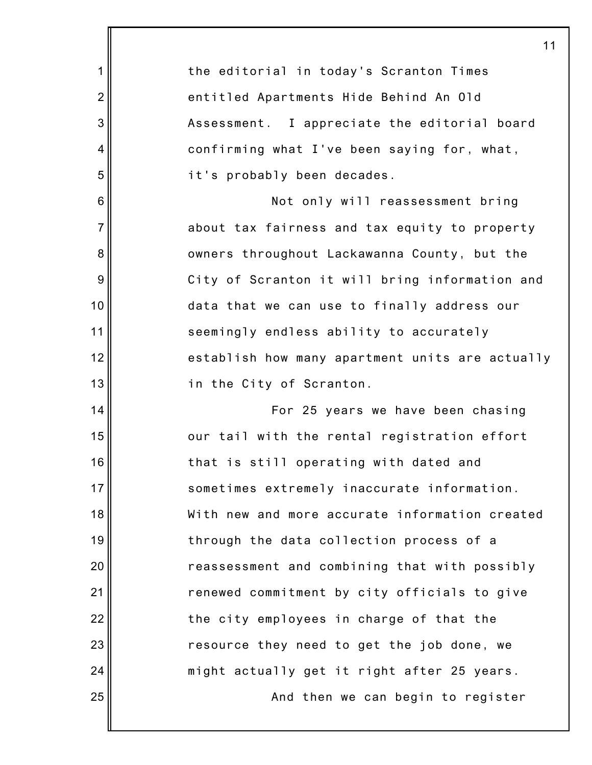the editorial in today's Scranton Times entitled Apartments Hide Behind An Old Assessment. I appreciate the editorial board confirming what I've been saying for, what, it's probably been decades.

Not only will reassessment bring about tax fairness and tax equity to property owners throughout Lackawanna County, but the City of Scranton it will bring information and data that we can use to finally address our seemingly endless ability to accurately establish how many apartment units are actually in the City of Scranton.

For 25 years we have been chasing our tail with the rental registration effort that is still operating with dated and sometimes extremely inaccurate information. With new and more accurate information created through the data collection process of a reassessment and combining that with possibly renewed commitment by city officials to give the city employees in charge of that the resource they need to get the job done, we might actually get it right after 25 years.

And then we can begin to register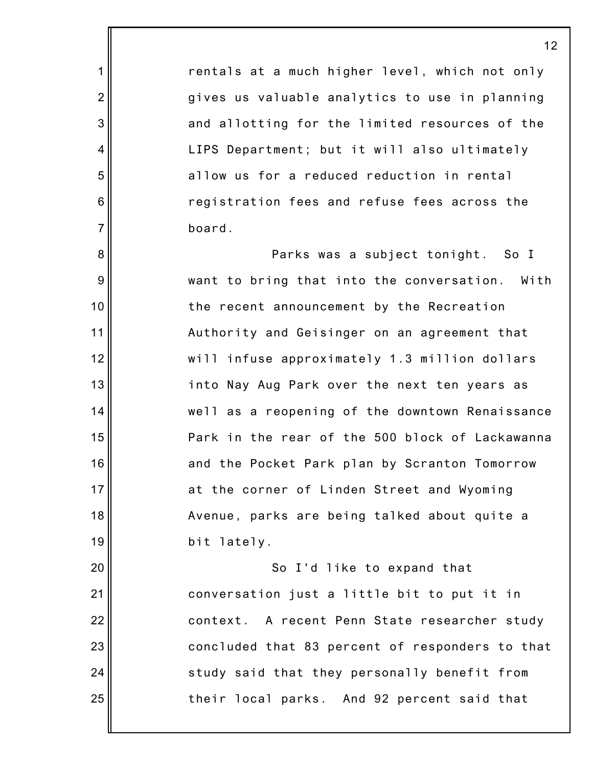rentals at a much higher level, which not only gives us valuable analytics to use in planning and allotting for the limited resources of the LIPS Department; but it will also ultimately allow us for a reduced reduction in rental registration fees and refuse fees across the board.

Parks was a subject tonight. So I want to bring that into the conversation. With the recent announcement by the Recreation Authority and Geisinger on an agreement that will infuse approximately 1.3 million dollars into Nay Aug Park over the next ten years as well as a reopening of the downtown Renaissance Park in the rear of the 500 block of Lackawanna and the Pocket Park plan by Scranton Tomorrow at the corner of Linden Street and Wyoming Avenue, parks are being talked about quite a bit lately.

So I'd like to expand that conversation just a little bit to put it in context. A recent Penn State researcher study concluded that 83 percent of responders to that study said that they personally benefit from their local parks. And 92 percent said that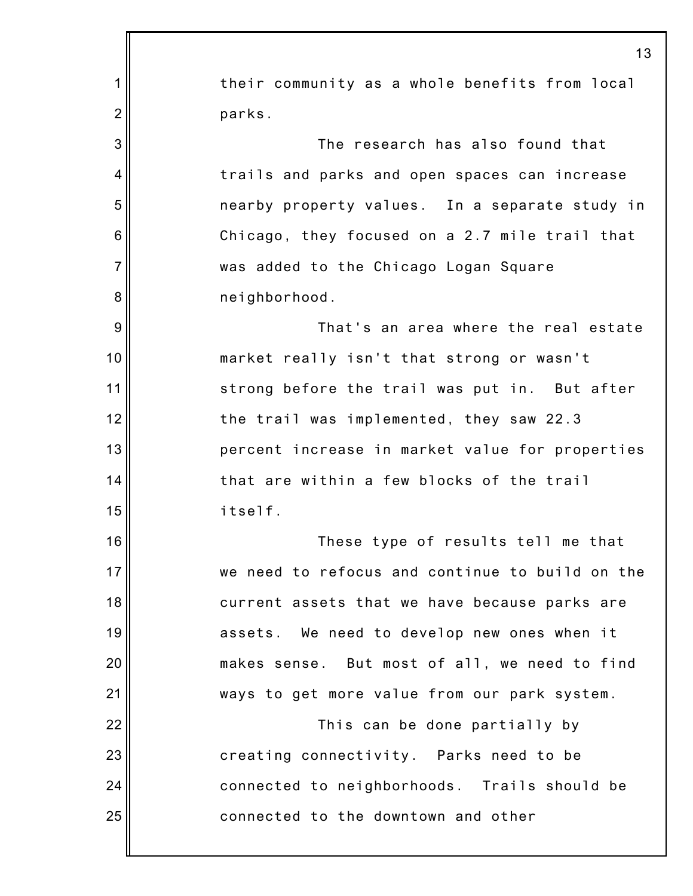their community as a whole benefits from local parks.

The research has also found that trails and parks and open spaces can increase nearby property values. In a separate study in Chicago, they focused on a 2.7 mile trail that was added to the Chicago Logan Square neighborhood.

That's an area where the real estate market really isn't that strong or wasn't strong before the trail was put in. But after the trail was implemented, they saw 22.3 percent increase in market value for properties that are within a few blocks of the trail itself.

These type of results tell me that we need to refocus and continue to build on the current assets that we have because parks are assets. We need to develop new ones when it makes sense. But most of all, we need to find ways to get more value from our park system.

This can be done partially by creating connectivity. Parks need to be connected to neighborhoods. Trails should be connected to the downtown and other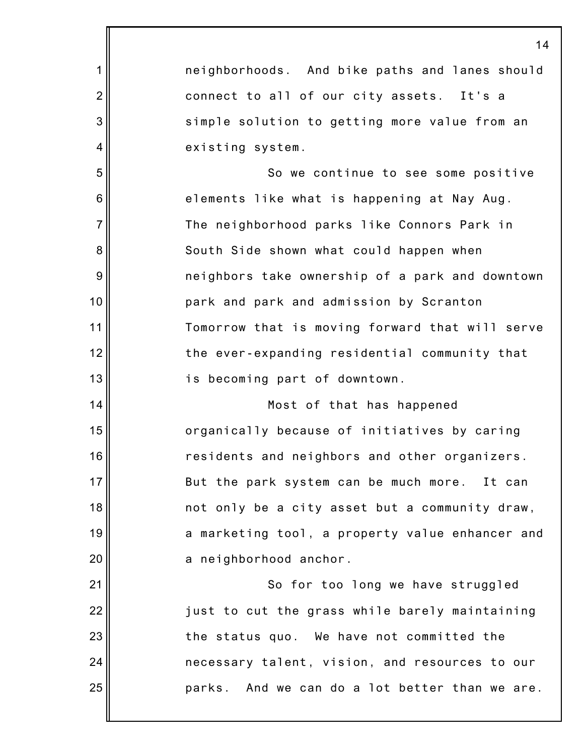neighborhoods. And bike paths and lanes should connect to all of our city assets. It's a simple solution to getting more value from an existing system.

So we continue to see some positive elements like what is happening at Nay Aug. The neighborhood parks like Connors Park in South Side shown what could happen when neighbors take ownership of a park and downtown park and park and admission by Scranton Tomorrow that is moving forward that will serve the ever-expanding residential community that is becoming part of downtown.

Most of that has happened organically because of initiatives by caring residents and neighbors and other organizers. But the park system can be much more. It can not only be a city asset but a community draw, a marketing tool, a property value enhancer and a neighborhood anchor.

So for too long we have struggled just to cut the grass while barely maintaining the status quo. We have not committed the necessary talent, vision, and resources to our parks. And we can do a lot better than we are.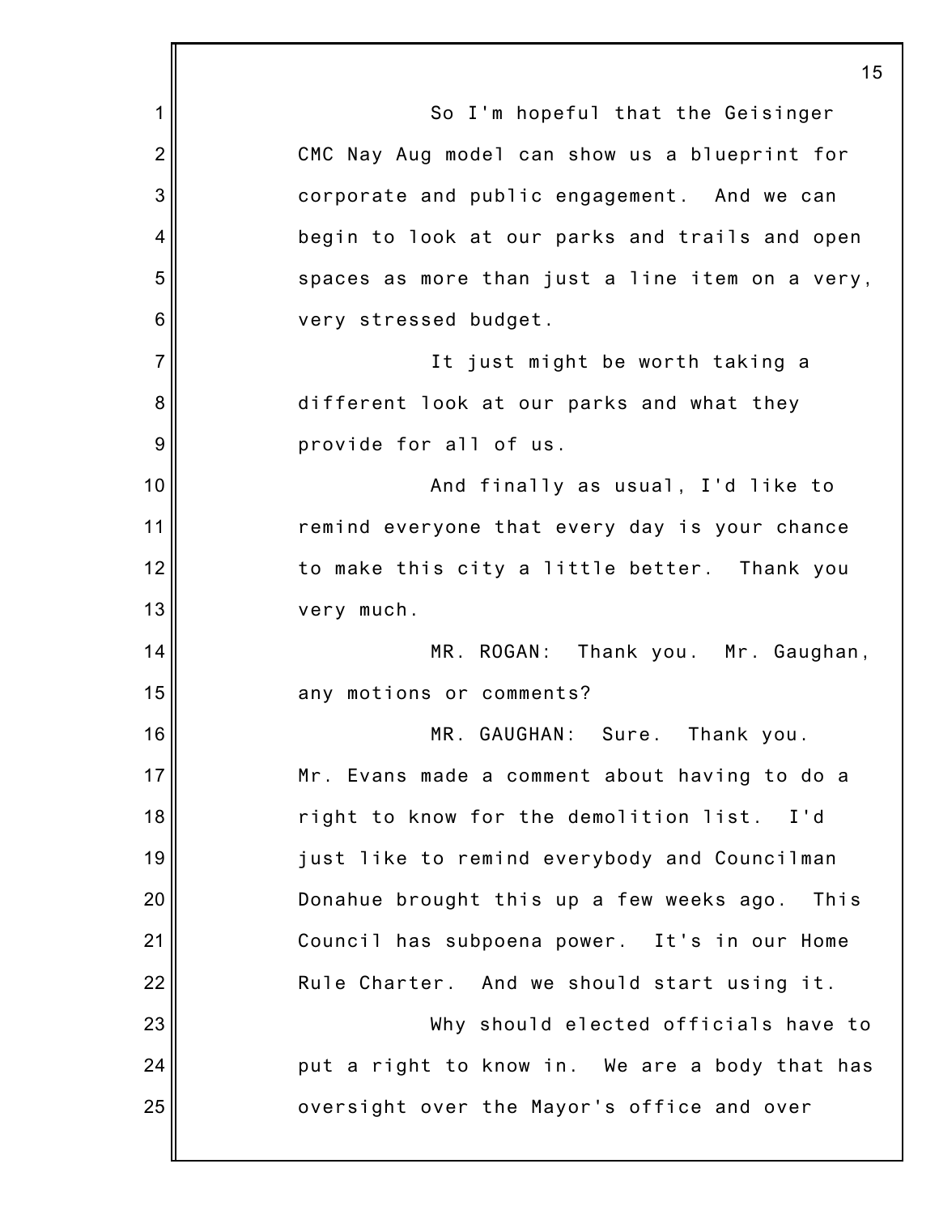So I'm hopeful that the Geisinger CMC Nay Aug model can show us a blueprint for corporate and public engagement. And we can begin to look at our parks and trails and open spaces as more than just a line item on a very, very stressed budget.

It just might be worth taking a different look at our parks and what they provide for all of us.

And finally as usual, I'd like to remind everyone that every day is your chance to make this city a little better. Thank you very much.

MR. ROGAN: Thank you. Mr. Gaughan, any motions or comments?

MR. GAUGHAN: Sure. Thank you. Mr. Evans made a comment about having to do a right to know for the demolition list. I'd just like to remind everybody and Councilman Donahue brought this up a few weeks ago. This Council has subpoena power. It's in our Home Rule Charter. And we should start using it.

Why should elected officials have to put a right to know in. We are a body that has oversight over the Mayor's office and over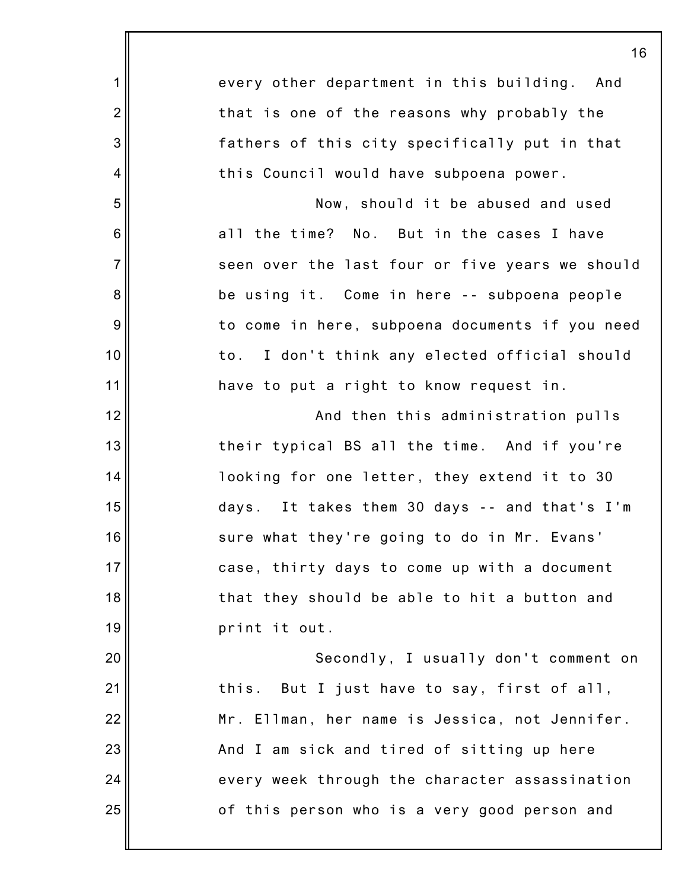every other department in this building. And that is one of the reasons why probably the fathers of this city specifically put in that this Council would have subpoena power.

Now, should it be abused and used all the time? No. But in the cases I have seen over the last four or five years we should be using it. Come in here -- subpoena people to come in here, subpoena documents if you need to. I don't think any elected official should have to put a right to know request in.

And then this administration pulls their typical BS all the time. And if you're looking for one letter, they extend it to 30 days. It takes them 30 days -- and that's I'm sure what they're going to do in Mr. Evans' case, thirty days to come up with a document that they should be able to hit a button and print it out.

Secondly, I usually don't comment on this. But I just have to say, first of all, Mr. Ellman, her name is Jessica, not Jennifer. And I am sick and tired of sitting up here every week through the character assassination of this person who is a very good person and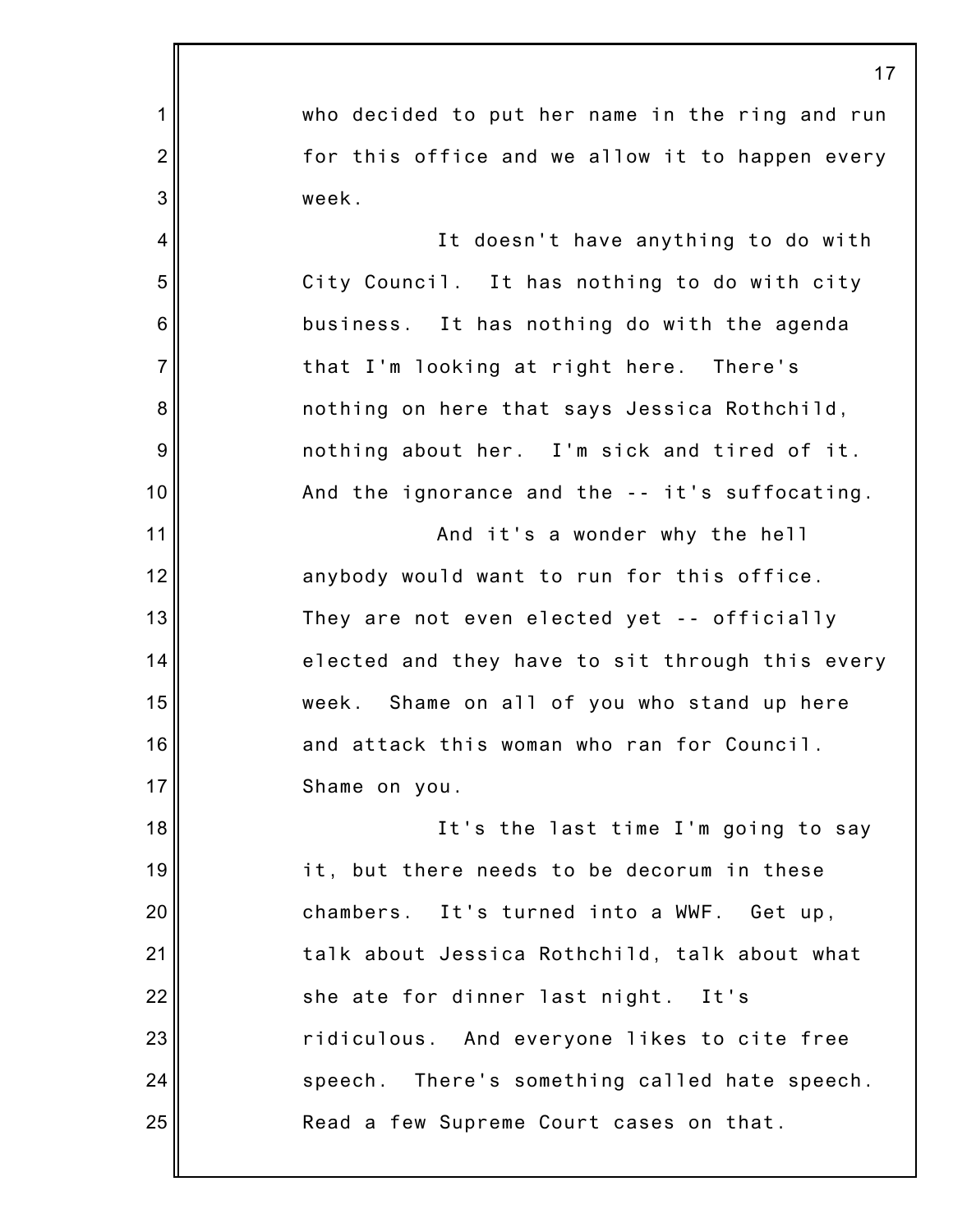who decided to put her name in the ring and run for this office and we allow it to happen every week.

It doesn't have anything to do with City Council. It has nothing to do with city business. It has nothing do with the agenda that I'm looking at right here. There's nothing on here that says Jessica Rothchild, nothing about her. I'm sick and tired of it. And the ignorance and the -- it's suffocating.

And it's a wonder why the hell anybody would want to run for this office. They are not even elected yet -- officially elected and they have to sit through this every week. Shame on all of you who stand up here and attack this woman who ran for Council. Shame on you.

It's the last time I'm going to say it, but there needs to be decorum in these chambers. It's turned into a WWF. Get up, talk about Jessica Rothchild, talk about what she ate for dinner last night. It's ridiculous. And everyone likes to cite free speech. There's something called hate speech. Read a few Supreme Court cases on that.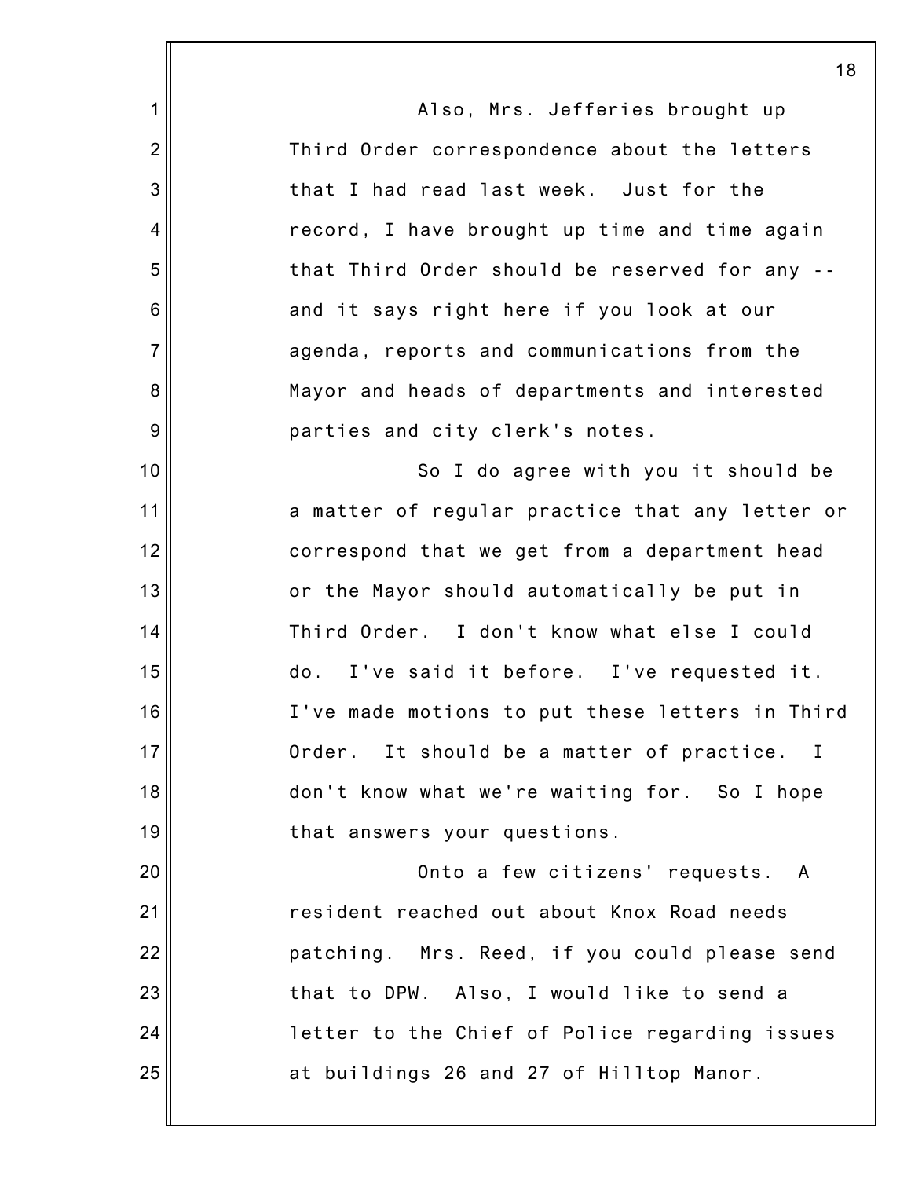Also, Mrs. Jefferies brought up Third Order correspondence about the letters that I had read last week. Just for the record, I have brought up time and time again that Third Order should be reserved for any -- and it says right here if you look at our agenda, reports and communications from the Mayor and heads of departments and interested parties and city clerk's notes.

So I do agree with you it should be a matter of regular practice that any letter or correspond that we get from a department head or the Mayor should automatically be put in Third Order. I don't know what else I could do. I've said it before. I've requested it. I've made motions to put these letters in Third Order. It should be a matter of practice. I don't know what we're waiting for. So I hope that answers your questions.

Onto a few citizens' requests. A resident reached out about Knox Road needs patching. Mrs. Reed, if you could please send that to DPW. Also, I would like to send a letter to the Chief of Police regarding issues at buildings 26 and 27 of Hilltop Manor.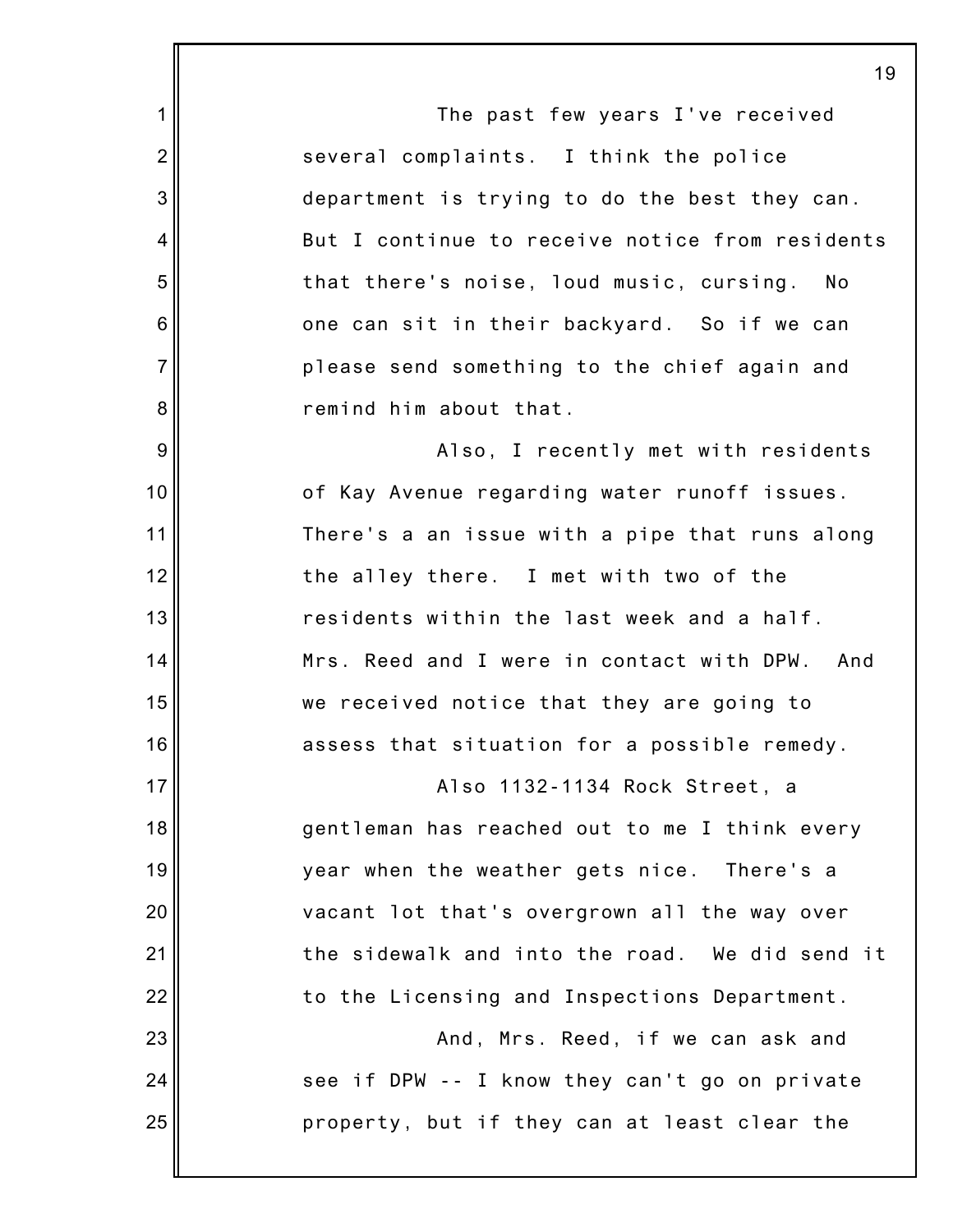The past few years I've received several complaints. I think the police department is trying to do the best they can. But I continue to receive notice from residents that there's noise, loud music, cursing. No one can sit in their backyard. So if we can please send something to the chief again and remind him about that.

Also, I recently met with residents of Kay Avenue regarding water runoff issues. There's a an issue with a pipe that runs along the alley there. I met with two of the residents within the last week and a half. Mrs. Reed and I were in contact with DPW. And we received notice that they are going to assess that situation for a possible remedy.

Also 1132-1134 Rock Street, a gentleman has reached out to me I think every year when the weather gets nice. There's a vacant lot that's overgrown all the way over the sidewalk and into the road. We did send it to the Licensing and Inspections Department.

And, Mrs. Reed, if we can ask and see if DPW -- I know they can't go on private property, but if they can at least clear the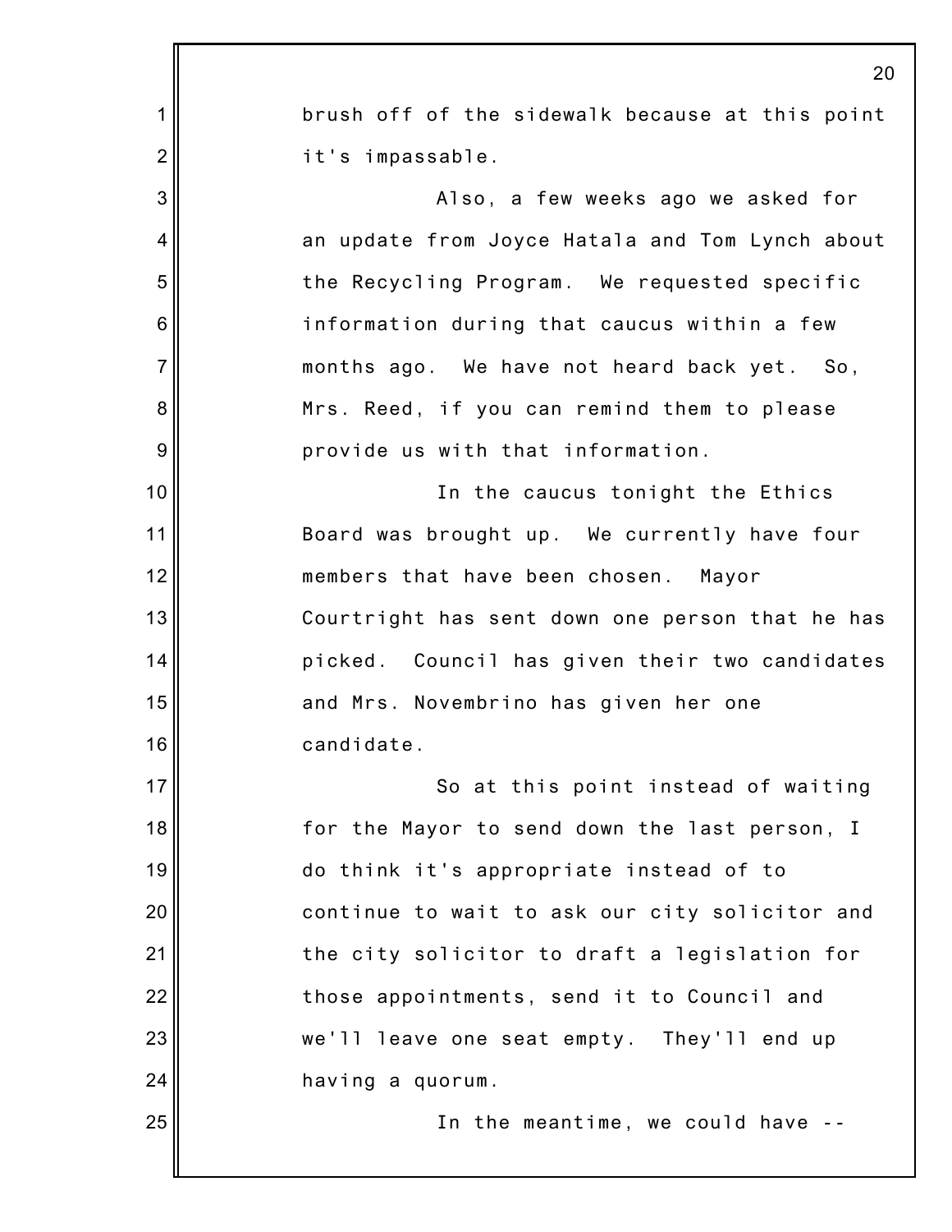brush off of the sidewalk because at this point it's impassable.

Also, a few weeks ago we asked for an update from Joyce Hatala and Tom Lynch about the Recycling Program. We requested specific information during that caucus within a few months ago. We have not heard back yet. So, Mrs. Reed, if you can remind them to please provide us with that information.

In the caucus tonight the Ethics Board was brought up. We currently have four members that have been chosen. Mayor Courtright has sent down one person that he has picked. Council has given their two candidates and Mrs. Novembrino has given her one candidate.

So at this point instead of waiting for the Mayor to send down the last person, I do think it's appropriate instead of to continue to wait to ask our city solicitor and the city solicitor to draft a legislation for those appointments, send it to Council and we'll leave one seat empty. They'll end up having a quorum.

In the meantime, we could have --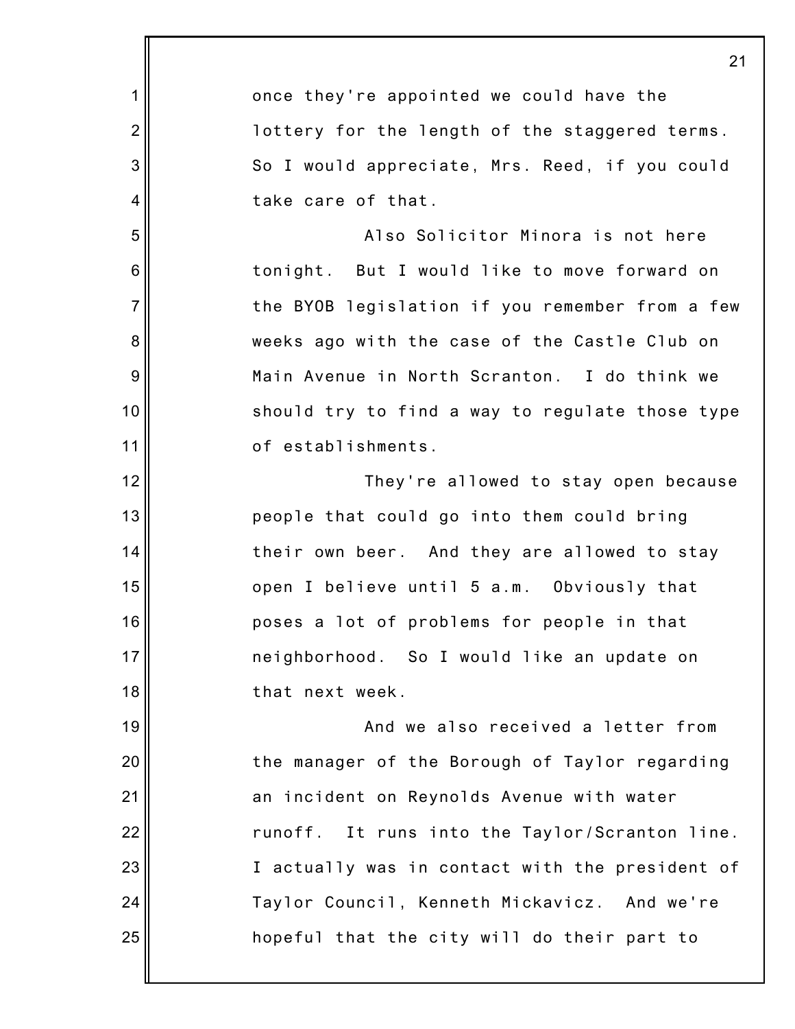once they're appointed we could have the lottery for the length of the staggered terms. So I would appreciate, Mrs. Reed, if you could take care of that.

Also Solicitor Minora is not here tonight. But I would like to move forward on the BYOB legislation if you remember from a few weeks ago with the case of the Castle Club on Main Avenue in North Scranton. I do think we should try to find a way to regulate those type of establishments.

They're allowed to stay open because people that could go into them could bring their own beer. And they are allowed to stay open I believe until 5 a.m. Obviously that poses a lot of problems for people in that neighborhood. So I would like an update on that next week.

And we also received a letter from the manager of the Borough of Taylor regarding an incident on Reynolds Avenue with water runoff. It runs into the Taylor/Scranton line. I actually was in contact with the president of Taylor Council, Kenneth Mickavicz. And we're hopeful that the city will do their part to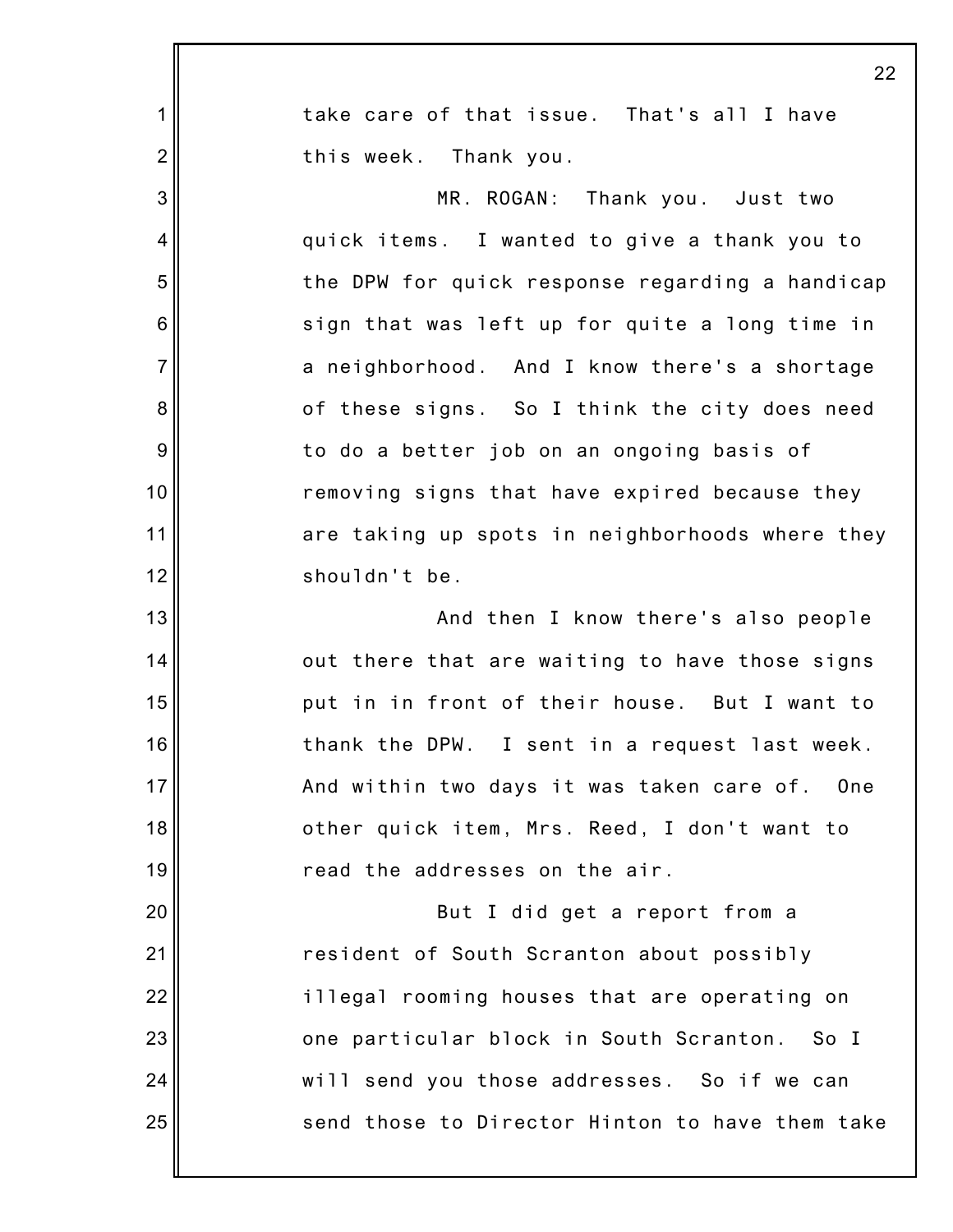take care of that issue. That's all I have this week. Thank you.

MR. ROGAN: Thank you. Just two quick items. I wanted to give a thank you to the DPW for quick response regarding a handicap sign that was left up for quite a long time in a neighborhood. And I know there's a shortage of these signs. So I think the city does need to do a better job on an ongoing basis of removing signs that have expired because they are taking up spots in neighborhoods where they shouldn't be.

And then I know there's also people out there that are waiting to have those signs put in in front of their house. But I want to thank the DPW. I sent in a request last week. And within two days it was taken care of. One other quick item, Mrs. Reed, I don't want to read the addresses on the air.

But I did get a report from a resident of South Scranton about possibly illegal rooming houses that are operating on one particular block in South Scranton. So I will send you those addresses. So if we can send those to Director Hinton to have them take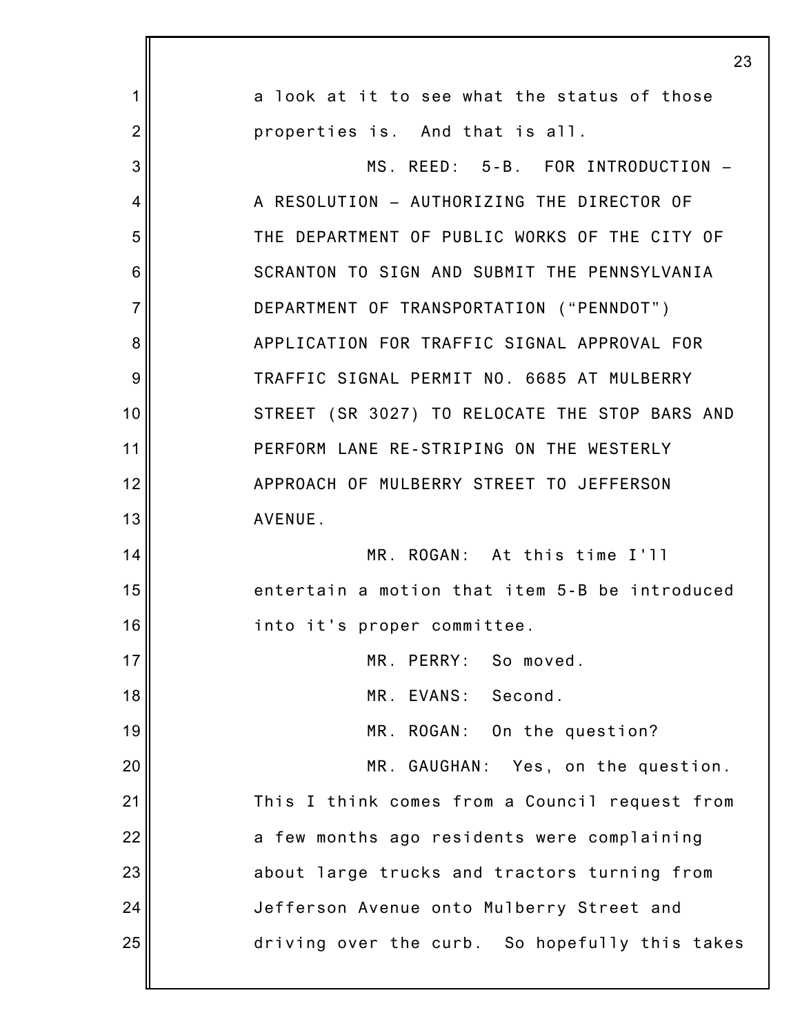a look at it to see what the status of those properties is. And that is all.

MS. REED: 5-B. FOR INTRODUCTION – A RESOLUTION – AUTHORIZING THE DIRECTOR OF THE DEPARTMENT OF PUBLIC WORKS OF THE CITY OF SCRANTON TO SIGN AND SUBMIT THE PENNSYLVANIA DEPARTMENT OF TRANSPORTATION (“PENNDOT”) APPLICATION FOR TRAFFIC SIGNAL APPROVAL FOR TRAFFIC SIGNAL PERMIT NO. 6685 AT MULBERRY STREET (SR 3027) TO RELOCATE THE STOP BARS AND PERFORM LANE RE-STRIPING ON THE WESTERLY APPROACH OF MULBERRY STREET TO JEFFERSON AVENUE.

MR. ROGAN: At this time I'll entertain a motion that item 5-B be introduced into it's proper committee.

MR. PERRY: So moved.

MR. EVANS: Second.

MR. ROGAN: On the question?

MR. GAUGHAN: Yes, on the question. This I think comes from a Council request from a few months ago residents were complaining about large trucks and tractors turning from Jefferson Avenue onto Mulberry Street and driving over the curb. So hopefully this takes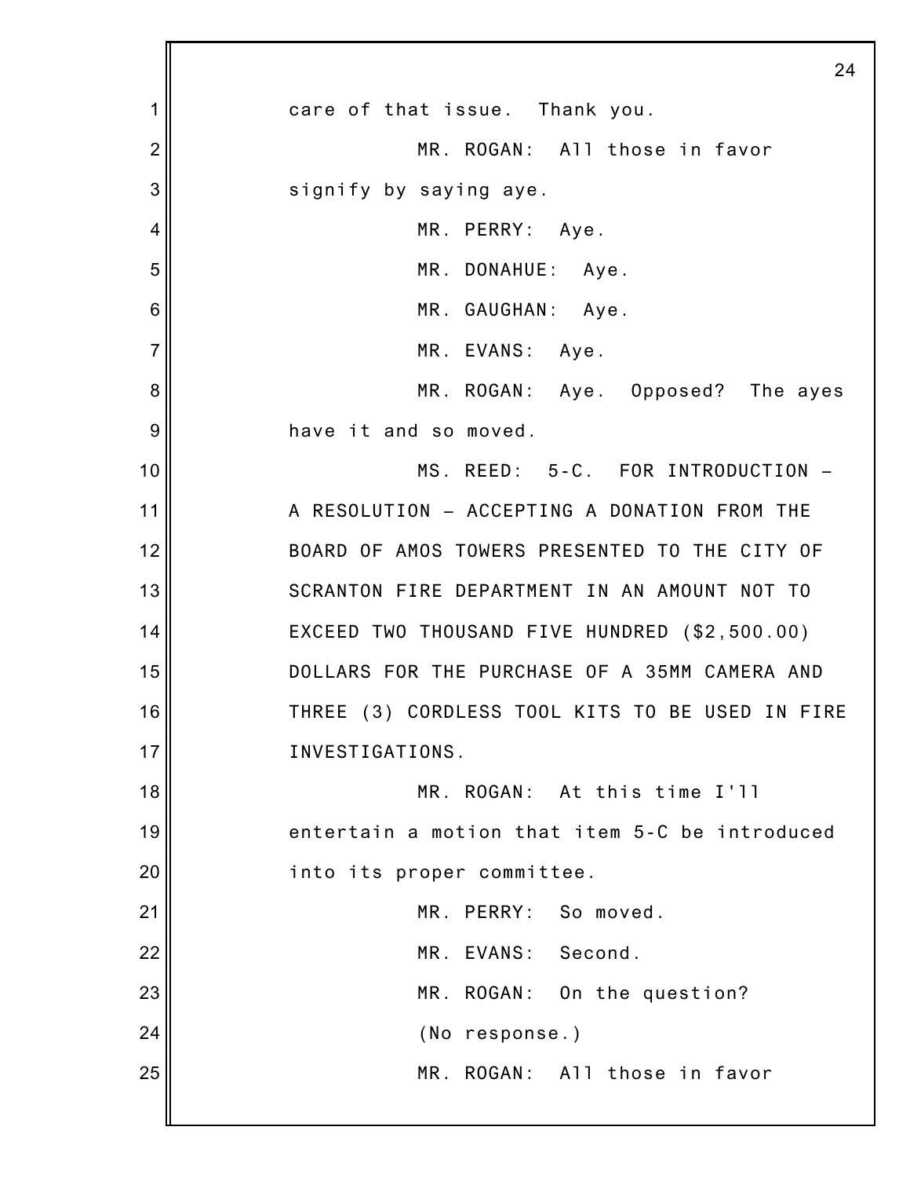care of that issue. Thank you.

MR. ROGAN: All those in favor signify by saying aye.

MR. PERRY: Aye.

MR. DONAHUE: Aye.

MR. GAUGHAN: Aye.

MR. EVANS: Aye.

MR. ROGAN: Aye. Opposed? The ayes have it and so moved.

MS. REED: 5-C. FOR INTRODUCTION – A RESOLUTION – ACCEPTING A DONATION FROM THE BOARD OF AMOS TOWERS PRESENTED TO THE CITY OF SCRANTON FIRE DEPARTMENT IN AN AMOUNT NOT TO EXCEED TWO THOUSAND FIVE HUNDRED ($2,500.00) DOLLARS FOR THE PURCHASE OF A 35MM CAMERA AND THREE (3) CORDLESS TOOL KITS TO BE USED IN FIRE INVESTIGATIONS.

MR. ROGAN: At this time I'll entertain a motion that item 5-C be introduced into its proper committee.

MR. PERRY: So moved.

MR. EVANS: Second.

MR. ROGAN: On the question?

(No response.)

MR. ROGAN: All those in favor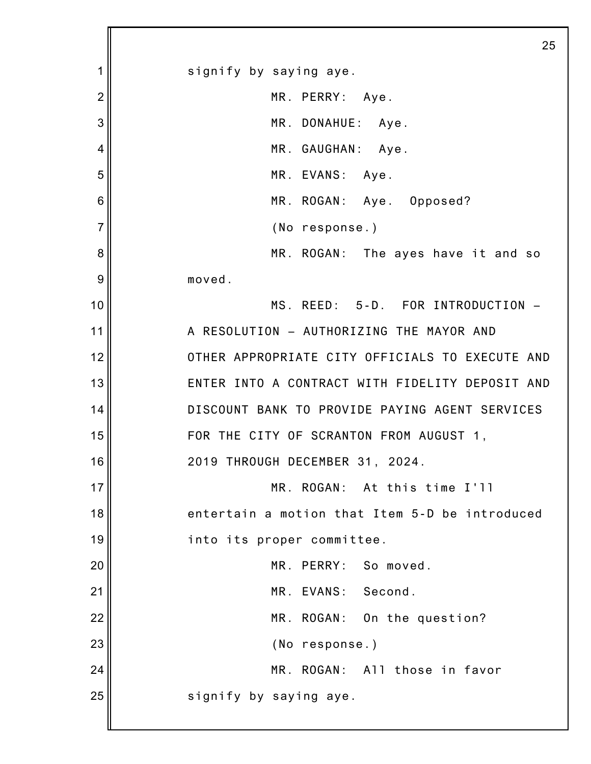signify by saying aye.

MR. PERRY: Aye.

MR. DONAHUE: Aye.

MR. GAUGHAN: Aye.

MR. EVANS: Aye.

MR. ROGAN: Aye. Opposed?

(No response.)

MR. ROGAN: The ayes have it and so moved.

MS. REED: 5-D. FOR INTRODUCTION – A RESOLUTION – AUTHORIZING THE MAYOR AND OTHER APPROPRIATE CITY OFFICIALS TO EXECUTE AND ENTER INTO A CONTRACT WITH FIDELITY DEPOSIT AND DISCOUNT BANK TO PROVIDE PAYING AGENT SERVICES FOR THE CITY OF SCRANTON FROM AUGUST 1, 2019 THROUGH DECEMBER 31, 2024.

MR. ROGAN: At this time I'll entertain a motion that Item 5-D be introduced into its proper committee.

MR. PERRY: So moved.

MR. EVANS: Second.

MR. ROGAN: On the question?

(No response.)

MR. ROGAN: All those in favor signify by saying aye.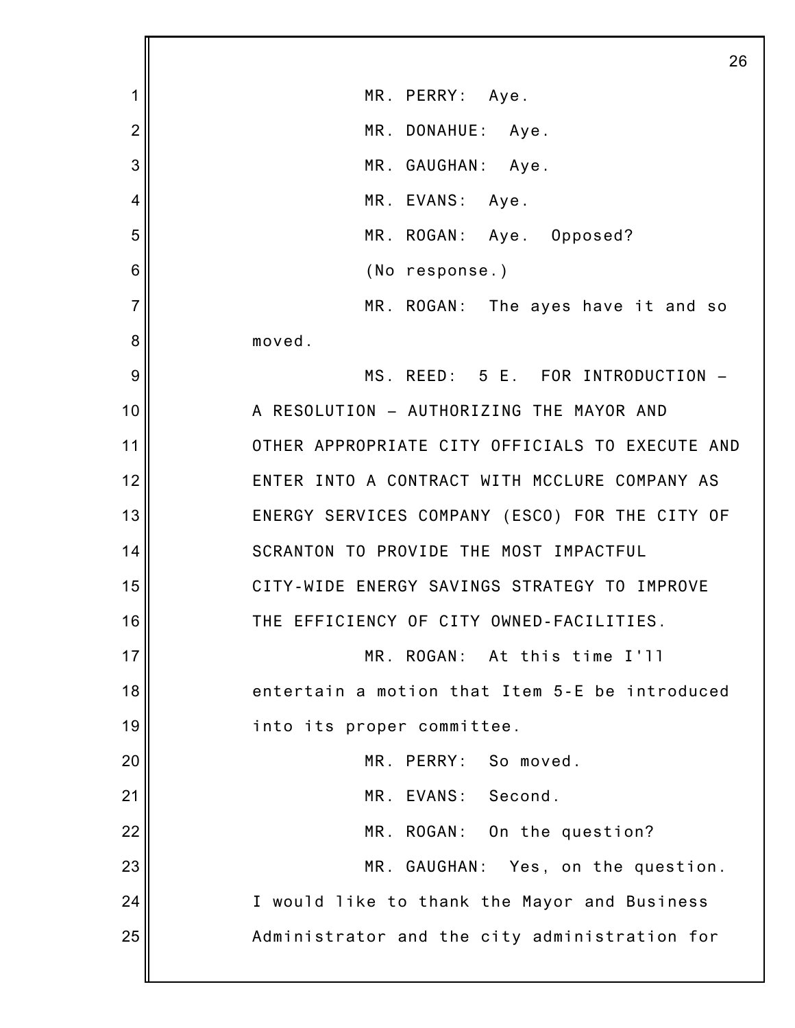MR. PERRY: Aye.

MR. DONAHUE: Aye.

MR. GAUGHAN: Aye.

MR. EVANS: Aye.

MR. ROGAN: Aye. Opposed?

(No response.)

MR. ROGAN: The ayes have it and so moved.

MS. REED: 5 E. FOR INTRODUCTION – A RESOLUTION – AUTHORIZING THE MAYOR AND OTHER APPROPRIATE CITY OFFICIALS TO EXECUTE AND ENTER INTO A CONTRACT WITH MCCLURE COMPANY AS ENERGY SERVICES COMPANY (ESCO) FOR THE CITY OF SCRANTON TO PROVIDE THE MOST IMPACTFUL CITY-WIDE ENERGY SAVINGS STRATEGY TO IMPROVE THE EFFICIENCY OF CITY OWNED-FACILITIES.

MR. ROGAN: At this time I'll entertain a motion that Item 5-E be introduced into its proper committee.

MR. PERRY: So moved.

MR. EVANS: Second.

MR. ROGAN: On the question?

MR. GAUGHAN: Yes, on the question. I would like to thank the Mayor and Business Administrator and the city administration for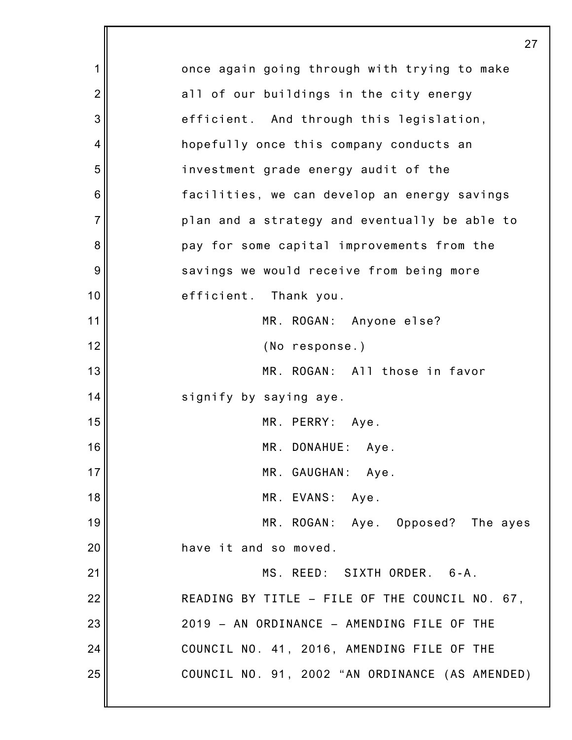once again going through with trying to make all of our buildings in the city energy efficient. And through this legislation, hopefully once this company conducts an investment grade energy audit of the facilities, we can develop an energy savings plan and a strategy and eventually be able to pay for some capital improvements from the savings we would receive from being more efficient. Thank you.

MR. ROGAN: Anyone else?

(No response.)

MR. ROGAN: All those in favor signify by saying aye.

MR. PERRY: Aye.

MR. DONAHUE: Aye.

MR. GAUGHAN: Aye.

MR. EVANS: Aye.

MR. ROGAN: Aye. Opposed? The ayes have it and so moved.

MS. REED: SIXTH ORDER. 6-A. READING BY TITLE – FILE OF THE COUNCIL NO. 67, 2019 – AN ORDINANCE – AMENDING FILE OF THE COUNCIL NO. 41, 2016, AMENDING FILE OF THE COUNCIL NO. 91, 2002 "AN ORDINANCE (AS AMENDED)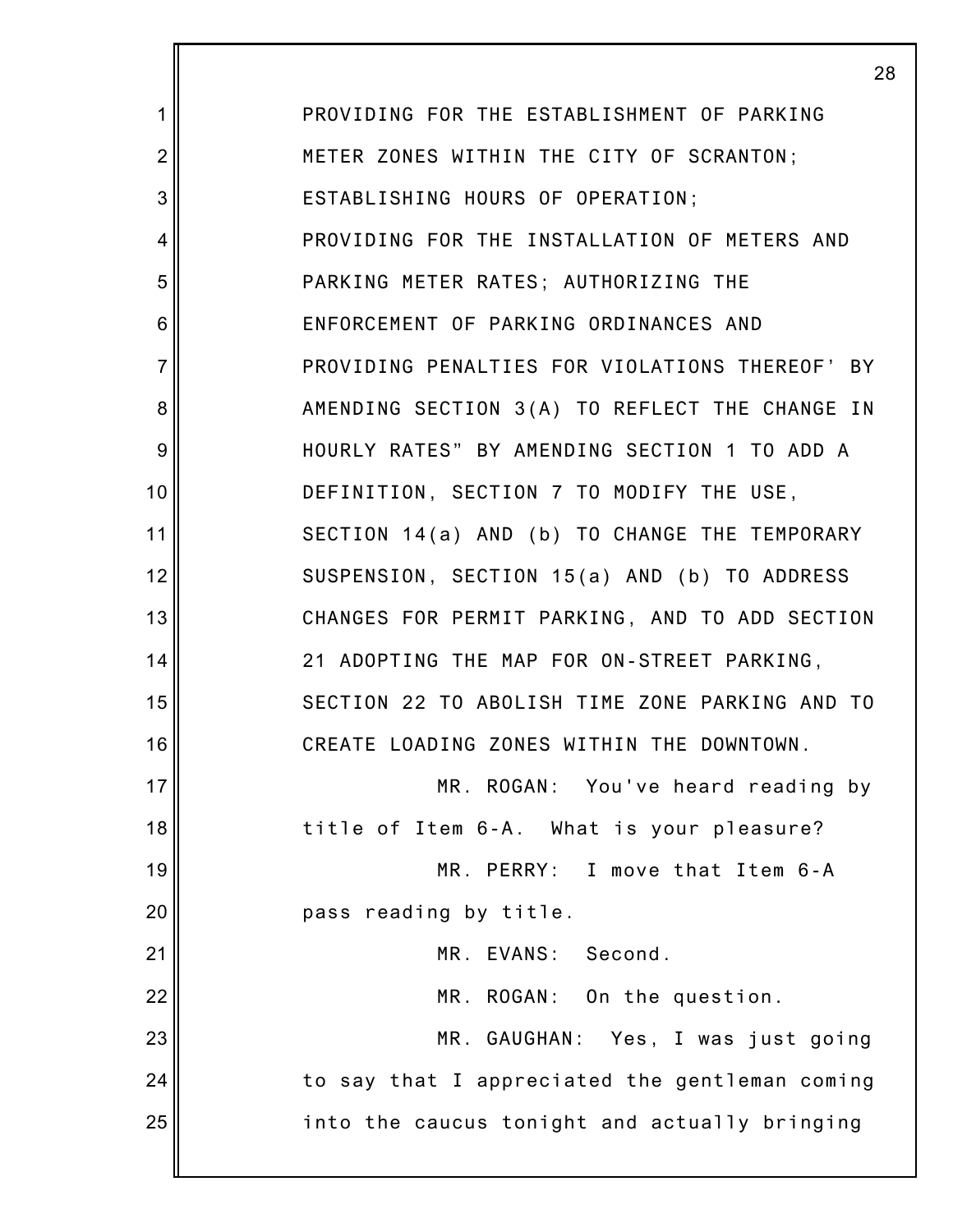PROVIDING FOR THE ESTABLISHMENT OF PARKING METER ZONES WITHIN THE CITY OF SCRANTON; ESTABLISHING HOURS OF OPERATION; PROVIDING FOR THE INSTALLATION OF METERS AND PARKING METER RATES; AUTHORIZING THE ENFORCEMENT OF PARKING ORDINANCES AND PROVIDING PENALTIES FOR VIOLATIONS THEREOF' BY AMENDING SECTION 3(A) TO REFLECT THE CHANGE IN HOURLY RATES" BY AMENDING SECTION 1 TO ADD A DEFINITION, SECTION 7 TO MODIFY THE USE, SECTION 14(a) AND (b) TO CHANGE THE TEMPORARY SUSPENSION, SECTION 15(a) AND (b) TO ADDRESS CHANGES FOR PERMIT PARKING, AND TO ADD SECTION 21 ADOPTING THE MAP FOR ON-STREET PARKING, SECTION 22 TO ABOLISH TIME ZONE PARKING AND TO CREATE LOADING ZONES WITHIN THE DOWNTOWN.

MR. ROGAN: You've heard reading by title of Item 6-A. What is your pleasure?

MR. PERRY: I move that Item 6-A pass reading by title.

MR. EVANS: Second.

MR. ROGAN: On the question.

MR. GAUGHAN: Yes, I was just going to say that I appreciated the gentleman coming into the caucus tonight and actually bringing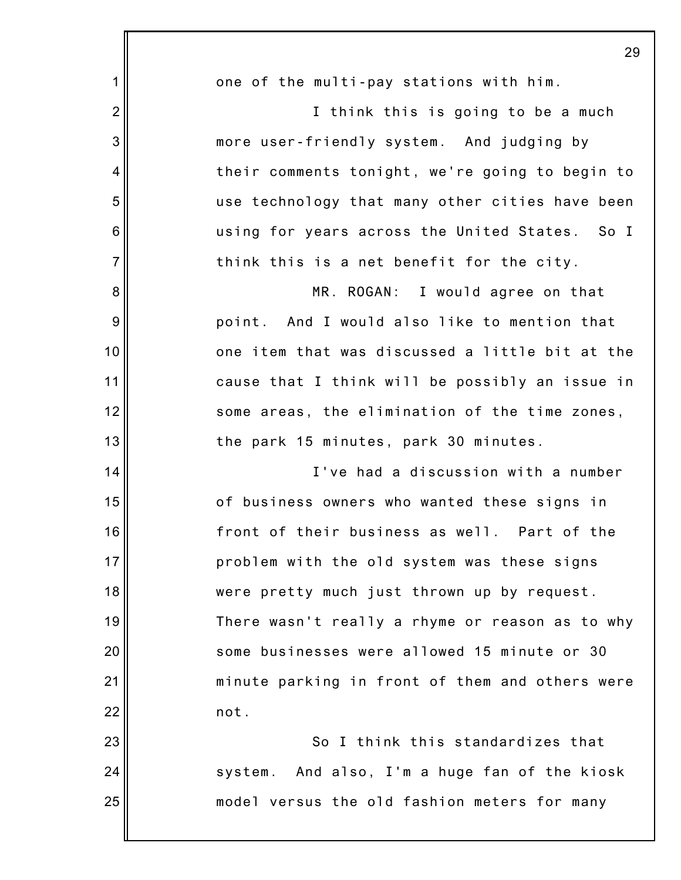one of the multi-pay stations with him.

I think this is going to be a much more user-friendly system. And judging by their comments tonight, we're going to begin to use technology that many other cities have been using for years across the United States. So I think this is a net benefit for the city.

MR. ROGAN: I would agree on that point. And I would also like to mention that one item that was discussed a little bit at the cause that I think will be possibly an issue in some areas, the elimination of the time zones, the park 15 minutes, park 30 minutes.

I've had a discussion with a number of business owners who wanted these signs in front of their business as well. Part of the problem with the old system was these signs were pretty much just thrown up by request. There wasn't really a rhyme or reason as to why some businesses were allowed 15 minute or 30 minute parking in front of them and others were not.

So I think this standardizes that system. And also, I'm a huge fan of the kiosk model versus the old fashion meters for many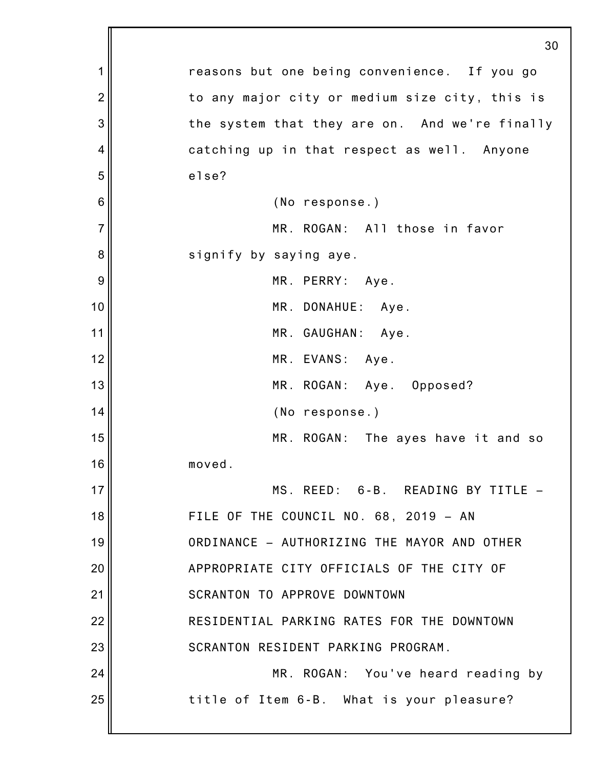reasons but one being convenience. If you go to any major city or medium size city, this is the system that they are on. And we're finally catching up in that respect as well. Anyone else?

(No response.)

MR. ROGAN: All those in favor signify by saying aye.

MR. PERRY: Aye.

MR. DONAHUE: Aye.

MR. GAUGHAN: Aye.

MR. EVANS: Aye.

MR. ROGAN: Aye. Opposed?

(No response.)

MR. ROGAN: The ayes have it and so moved.

MS. REED: 6-B. READING BY TITLE – FILE OF THE COUNCIL NO. 68, 2019 – AN ORDINANCE – AUTHORIZING THE MAYOR AND OTHER APPROPRIATE CITY OFFICIALS OF THE CITY OF SCRANTON TO APPROVE DOWNTOWN RESIDENTIAL PARKING RATES FOR THE DOWNTOWN SCRANTON RESIDENT PARKING PROGRAM.

MR. ROGAN: You've heard reading by title of Item 6-B. What is your pleasure?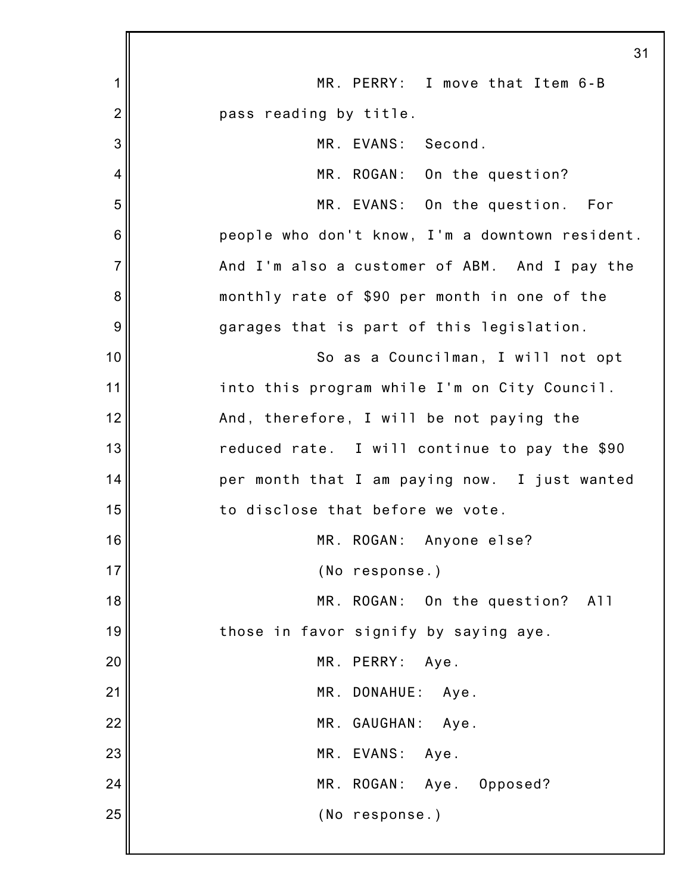MR. PERRY: I move that Item 6-B pass reading by title.

MR. EVANS: Second.

MR. ROGAN: On the question?

MR. EVANS: On the question. For people who don't know, I'm a downtown resident. And I'm also a customer of ABM. And I pay the monthly rate of $90 per month in one of the garages that is part of this legislation.

So as a Councilman, I will not opt into this program while I'm on City Council. And, therefore, I will be not paying the reduced rate. I will continue to pay the $90 per month that I am paying now. I just wanted to disclose that before we vote.

MR. ROGAN: Anyone else?

(No response.)

MR. ROGAN: On the question? All those in favor signify by saying aye.

MR. PERRY: Aye.

MR. DONAHUE: Aye.

MR. GAUGHAN: Aye.

MR. EVANS: Aye.

MR. ROGAN: Aye. Opposed?

(No response.)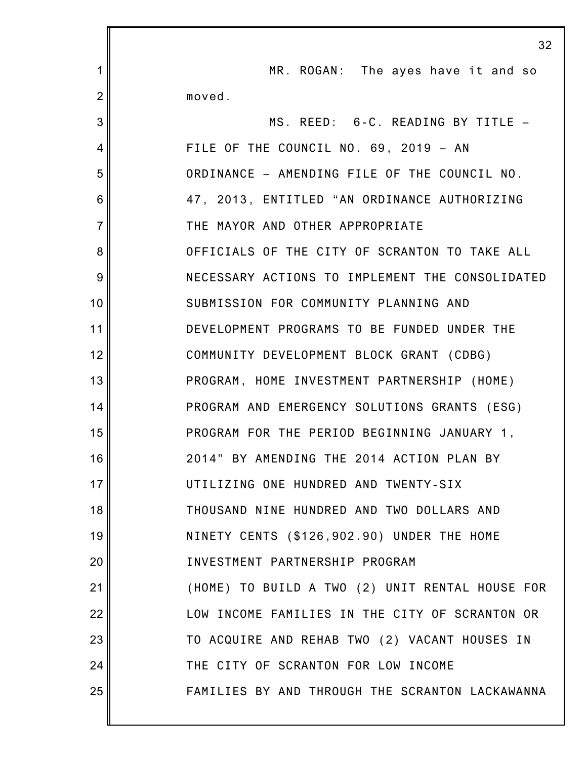MR. ROGAN: The ayes have it and so moved.

MS. REED: 6-C. READING BY TITLE – FILE OF THE COUNCIL NO. 69, 2019 – AN ORDINANCE – AMENDING FILE OF THE COUNCIL NO. 47, 2013, ENTITLED "AN ORDINANCE AUTHORIZING THE MAYOR AND OTHER APPROPRIATE OFFICIALS OF THE CITY OF SCRANTON TO TAKE ALL NECESSARY ACTIONS TO IMPLEMENT THE CONSOLIDATED SUBMISSION FOR COMMUNITY PLANNING AND DEVELOPMENT PROGRAMS TO BE FUNDED UNDER THE COMMUNITY DEVELOPMENT BLOCK GRANT (CDBG) PROGRAM, HOME INVESTMENT PARTNERSHIP (HOME) PROGRAM AND EMERGENCY SOLUTIONS GRANTS (ESG) PROGRAM FOR THE PERIOD BEGINNING JANUARY 1, 2014" BY AMENDING THE 2014 ACTION PLAN BY UTILIZING ONE HUNDRED AND TWENTY-SIX THOUSAND NINE HUNDRED AND TWO DOLLARS AND NINETY CENTS ($126,902.90) UNDER THE HOME INVESTMENT PARTNERSHIP PROGRAM (HOME) TO BUILD A TWO (2) UNIT RENTAL HOUSE FOR LOW INCOME FAMILIES IN THE CITY OF SCRANTON OR TO ACQUIRE AND REHAB TWO (2) VACANT HOUSES IN THE CITY OF SCRANTON FOR LOW INCOME FAMILIES BY AND THROUGH THE SCRANTON LACKAWANNA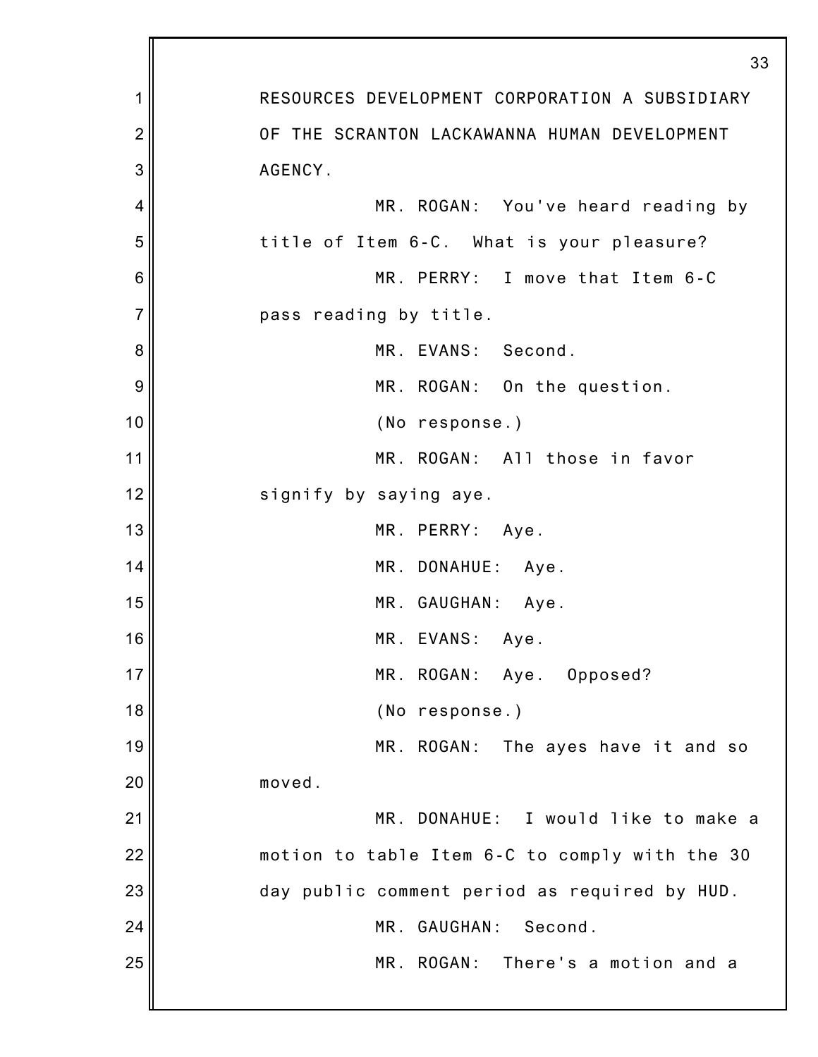RESOURCES DEVELOPMENT CORPORATION A SUBSIDIARY OF THE SCRANTON LACKAWANNA HUMAN DEVELOPMENT AGENCY.

MR. ROGAN: You've heard reading by title of Item 6-C. What is your pleasure?

MR. PERRY: I move that Item 6-C pass reading by title.

MR. EVANS: Second.

MR. ROGAN: On the question.

(No response.)

MR. ROGAN: All those in favor signify by saying aye.

MR. PERRY: Aye.

MR. DONAHUE: Aye.

MR. GAUGHAN: Aye.

MR. EVANS: Aye.

MR. ROGAN: Aye. Opposed?

(No response.)

MR. ROGAN: The ayes have it and so moved.

MR. DONAHUE: I would like to make a motion to table Item 6-C to comply with the 30 day public comment period as required by HUD.

MR. GAUGHAN: Second.

MR. ROGAN: There's a motion and a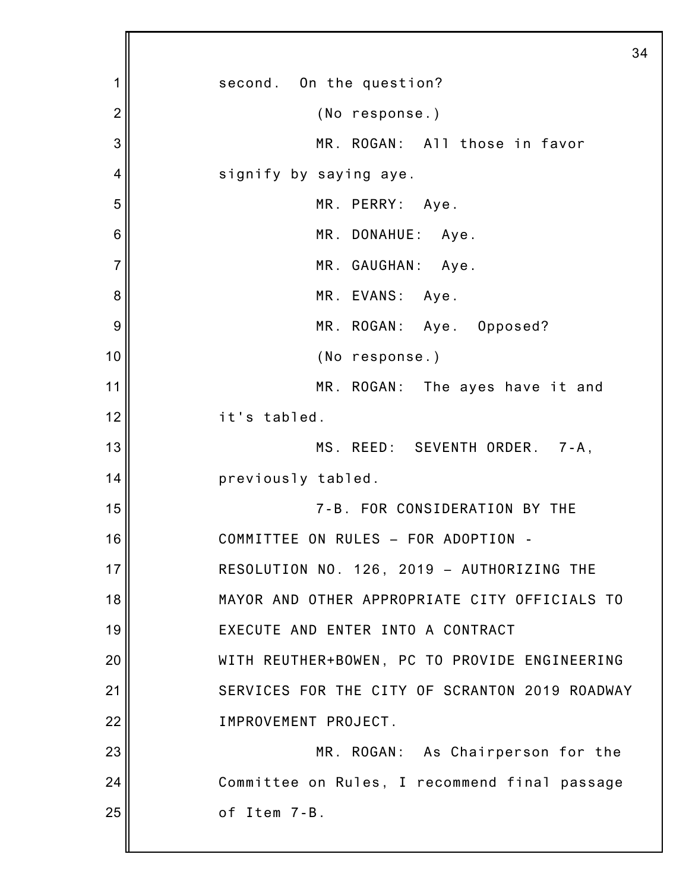second. On the question?

(No response.)

MR. ROGAN: All those in favor signify by saying aye.

MR. PERRY: Aye.

MR. DONAHUE: Aye.

MR. GAUGHAN: Aye.

MR. EVANS: Aye.

MR. ROGAN: Aye. Opposed?

(No response.)

MR. ROGAN: The ayes have it and it's tabled.

MS. REED: SEVENTH ORDER. 7-A, previously tabled.

7-B. FOR CONSIDERATION BY THE COMMITTEE ON RULES – FOR ADOPTION - RESOLUTION NO. 126, 2019 – AUTHORIZING THE MAYOR AND OTHER APPROPRIATE CITY OFFICIALS TO EXECUTE AND ENTER INTO A CONTRACT WITH REUTHER+BOWEN, PC TO PROVIDE ENGINEERING SERVICES FOR THE CITY OF SCRANTON 2019 ROADWAY IMPROVEMENT PROJECT.

MR. ROGAN: As Chairperson for the Committee on Rules, I recommend final passage of Item 7-B.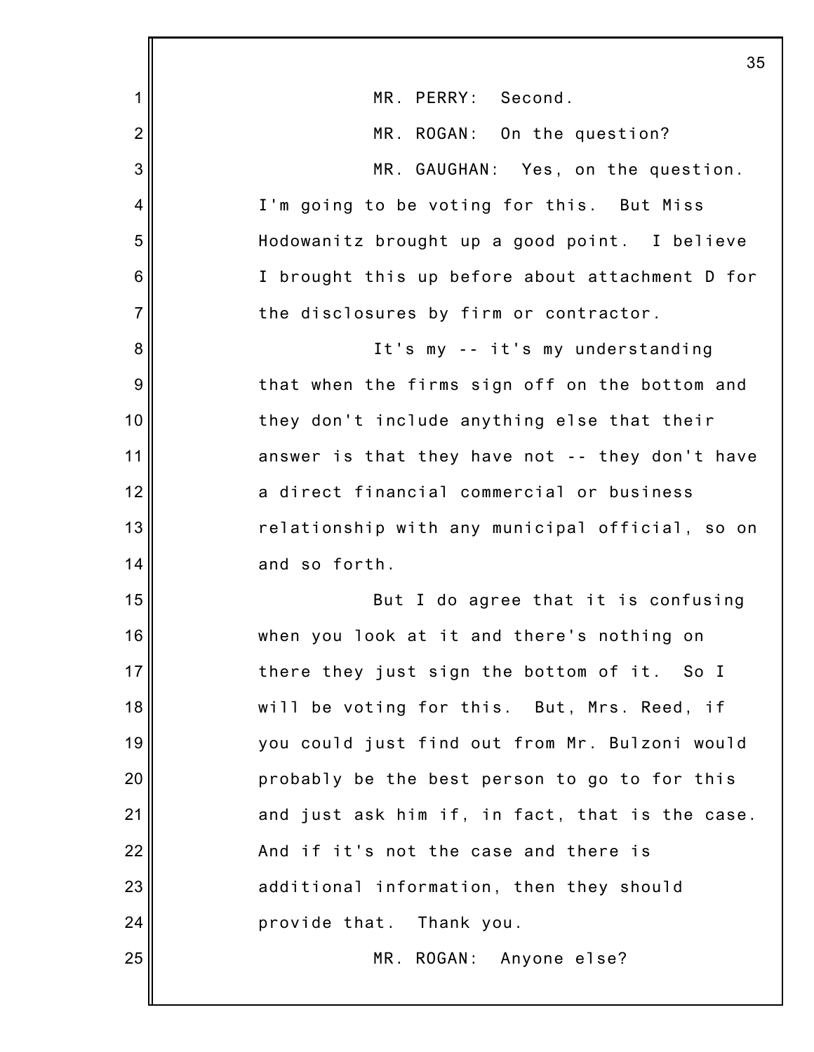MR. PERRY: Second.

MR. ROGAN: On the question?

MR. GAUGHAN: Yes, on the question. I'm going to be voting for this. But Miss Hodowanitz brought up a good point. I believe I brought this up before about attachment D for the disclosures by firm or contractor.

It's my -- it's my understanding that when the firms sign off on the bottom and they don't include anything else that their answer is that they have not -- they don't have a direct financial commercial or business relationship with any municipal official, so on and so forth.

But I do agree that it is confusing when you look at it and there's nothing on there they just sign the bottom of it. So I will be voting for this. But, Mrs. Reed, if you could just find out from Mr. Bulzoni would probably be the best person to go to for this and just ask him if, in fact, that is the case. And if it's not the case and there is additional information, then they should provide that. Thank you.

MR. ROGAN: Anyone else?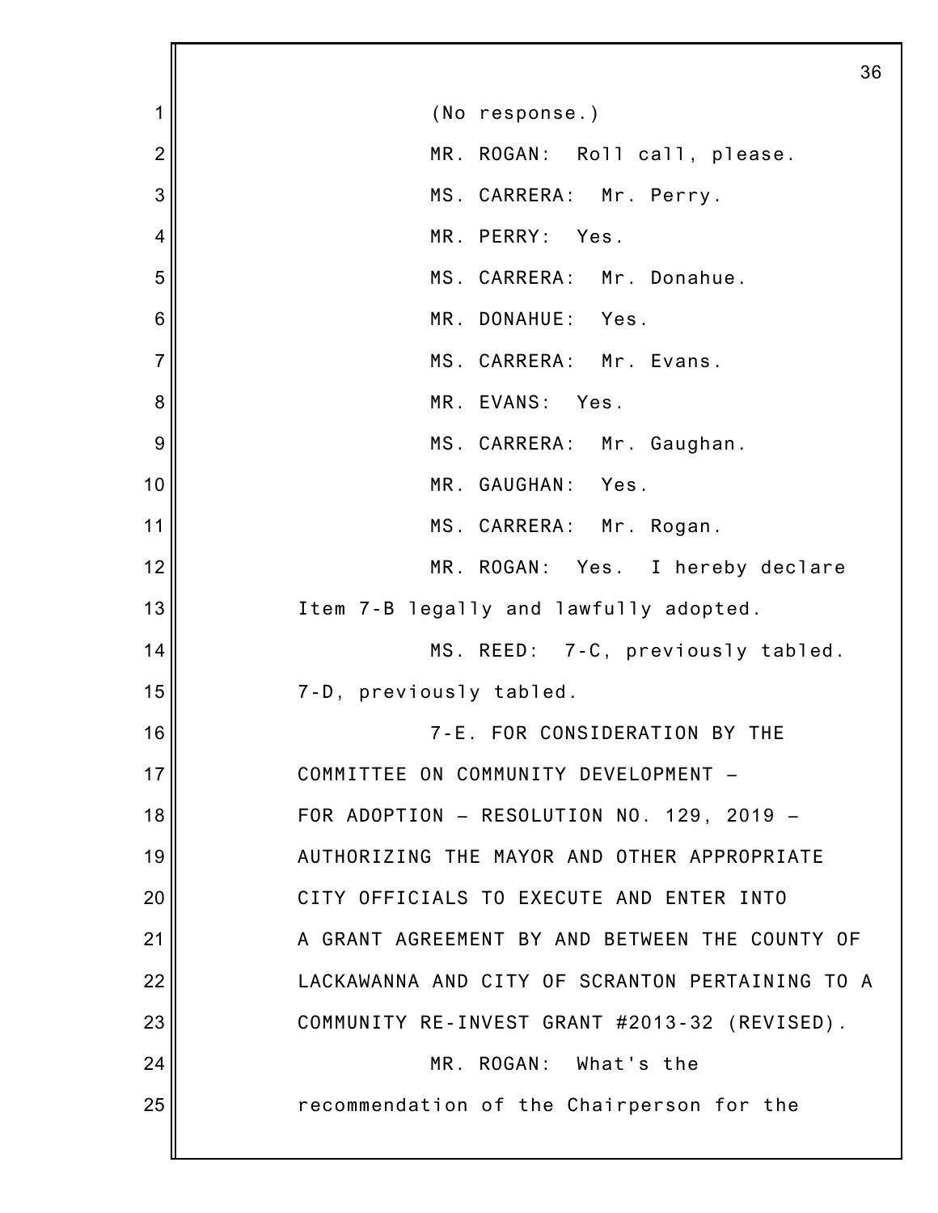(No response.)

MR. ROGAN: Roll call, please.

MS. CARRERA: Mr. Perry.

MR. PERRY: Yes.

MS. CARRERA: Mr. Donahue.

MR. DONAHUE: Yes.

MS. CARRERA: Mr. Evans.

MR. EVANS: Yes.

MS. CARRERA: Mr. Gaughan.

MR. GAUGHAN: Yes.

MS. CARRERA: Mr. Rogan.

MR. ROGAN: Yes. I hereby declare Item 7-B legally and lawfully adopted.

MS. REED: 7-C, previously tabled. 7-D, previously tabled.

7-E. FOR CONSIDERATION BY THE COMMITTEE ON COMMUNITY DEVELOPMENT – FOR ADOPTION – RESOLUTION NO. 129, 2019 – AUTHORIZING THE MAYOR AND OTHER APPROPRIATE CITY OFFICIALS TO EXECUTE AND ENTER INTO A GRANT AGREEMENT BY AND BETWEEN THE COUNTY OF LACKAWANNA AND CITY OF SCRANTON PERTAINING TO A COMMUNITY RE-INVEST GRANT #2013-32 (REVISED).

MR. ROGAN: What's the recommendation of the Chairperson for the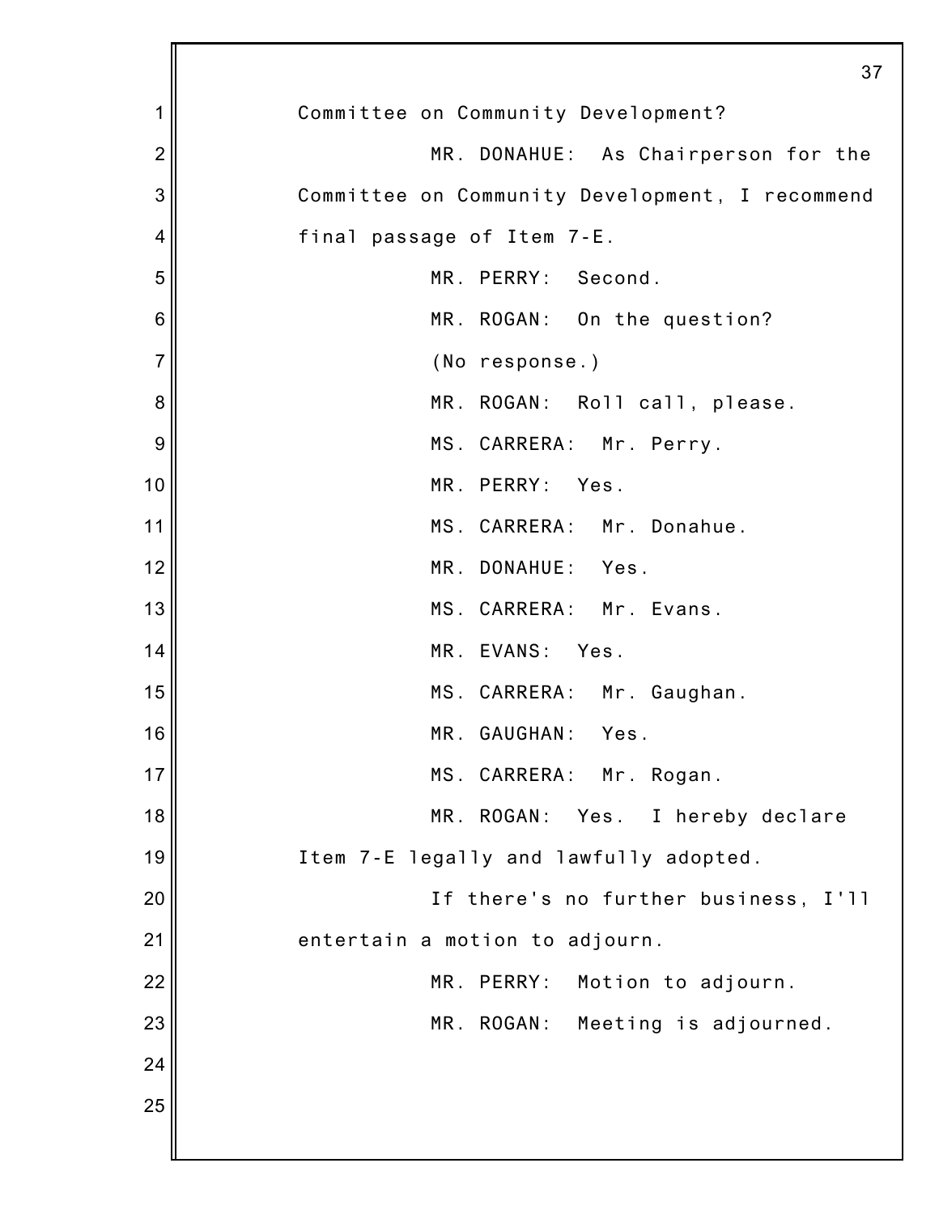Committee on Community Development?

MR. DONAHUE: As Chairperson for the Committee on Community Development, I recommend final passage of Item 7-E.

MR. PERRY: Second.

MR. ROGAN: On the question?

(No response.)

MR. ROGAN: Roll call, please.

MS. CARRERA: Mr. Perry.

MR. PERRY: Yes.

MS. CARRERA: Mr. Donahue.

MR. DONAHUE: Yes.

MS. CARRERA: Mr. Evans.

MR. EVANS: Yes.

MS. CARRERA: Mr. Gaughan.

MR. GAUGHAN: Yes.

MS. CARRERA: Mr. Rogan.

MR. ROGAN: Yes. I hereby declare Item 7-E legally and lawfully adopted.

If there's no further business, I'll entertain a motion to adjourn.

MR. PERRY: Motion to adjourn.

MR. ROGAN: Meeting is adjourned.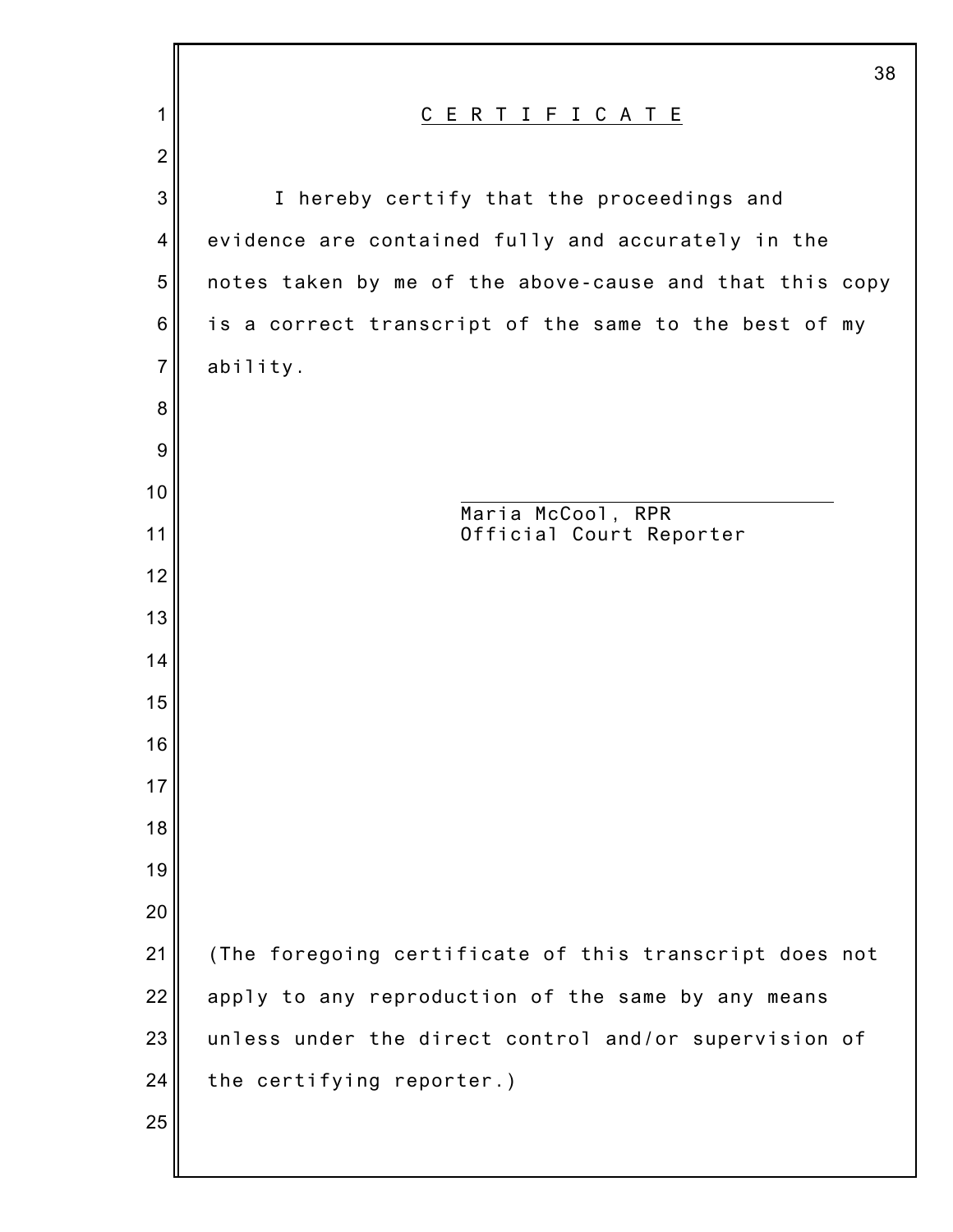# C E R T I F I C A T E

I hereby certify that the proceedings and evidence are contained fully and accurately in the notes taken by me of the above-cause and that this copy is a correct transcript of the same to the best of my ability.

Maria McCool, RPR
Official Court Reporter

(The foregoing certificate of this transcript does not apply to any reproduction of the same by any means unless under the direct control and/or supervision of the certifying reporter.)